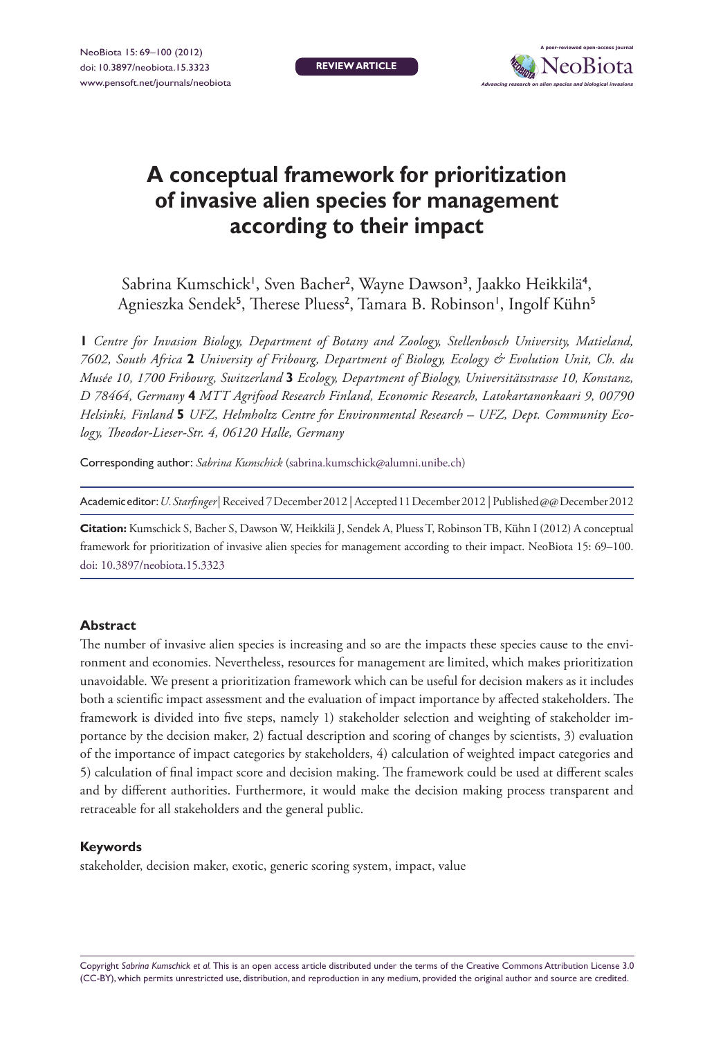REVIEW ARTICLE

# A conceptual framework for prioritization of invasive alien species for management according to their impact

Sabrina Kumschick[1], Sven Bacher[2], Wayne Dawson[3], Jaakko Heikkilä[4], Agnieszka Sendek[5], Therese Pluess[2], Tamara B. Robinson[1], Ingolf Kühn[5]

**1** *Centre for Invasion Biology, Department of Botany and Zoology, Stellenbosch University, Matieland, 7602, South Africa* **2** *University of Fribourg, Department of Biology, Ecology & Evolution Unit, Ch. du Musée 10, 1700 Fribourg, Switzerland* **3** *Ecology, Department of Biology, Universitätsstrasse 10, Konstanz, D 78464, Germany* **4** *MTT Agrifood Research Finland, Economic Research, Latokartanonkaari 9, 00790 Helsinki, Finland* **5** *UFZ, Helmholtz Centre for Environmental Research – UFZ, Dept. Community Ecology, Theodor-Lieser-Str. 4, 06120 Halle, Germany*

Corresponding author: *Sabrina Kumschick* (sabrina.kumschick@alumni.unibe.ch)

Academic editor: *U. Starfinger* | Received 7 December 2012 | Accepted 11 December 2012 | Published @@ December 2012

**Citation:** Kumschick S, Bacher S, Dawson W, Heikkilä J, Sendek A, Pluess T, Robinson TB, Kühn I (2012) A conceptual framework for prioritization of invasive alien species for management according to their impact. NeoBiota 15: 69–100. doi: 10.3897/neobiota.15.3323

## Abstract

The number of invasive alien species is increasing and so are the impacts these species cause to the environment and economies. Nevertheless, resources for management are limited, which makes prioritization unavoidable. We present a prioritization framework which can be useful for decision makers as it includes both a scientific impact assessment and the evaluation of impact importance by affected stakeholders. The framework is divided into five steps, namely 1) stakeholder selection and weighting of stakeholder importance by the decision maker, 2) factual description and scoring of changes by scientists, 3) evaluation of the importance of impact categories by stakeholders, 4) calculation of weighted impact categories and 5) calculation of final impact score and decision making. The framework could be used at different scales and by different authorities. Furthermore, it would make the decision making process transparent and retraceable for all stakeholders and the general public.

## Keywords

stakeholder, decision maker, exotic, generic scoring system, impact, value

Copyright *Sabrina Kumschick et al.* This is an open access article distributed under the terms of the Creative Commons Attribution License 3.0 (CC-BY), which permits unrestricted use, distribution, and reproduction in any medium, provided the original author and source are credited.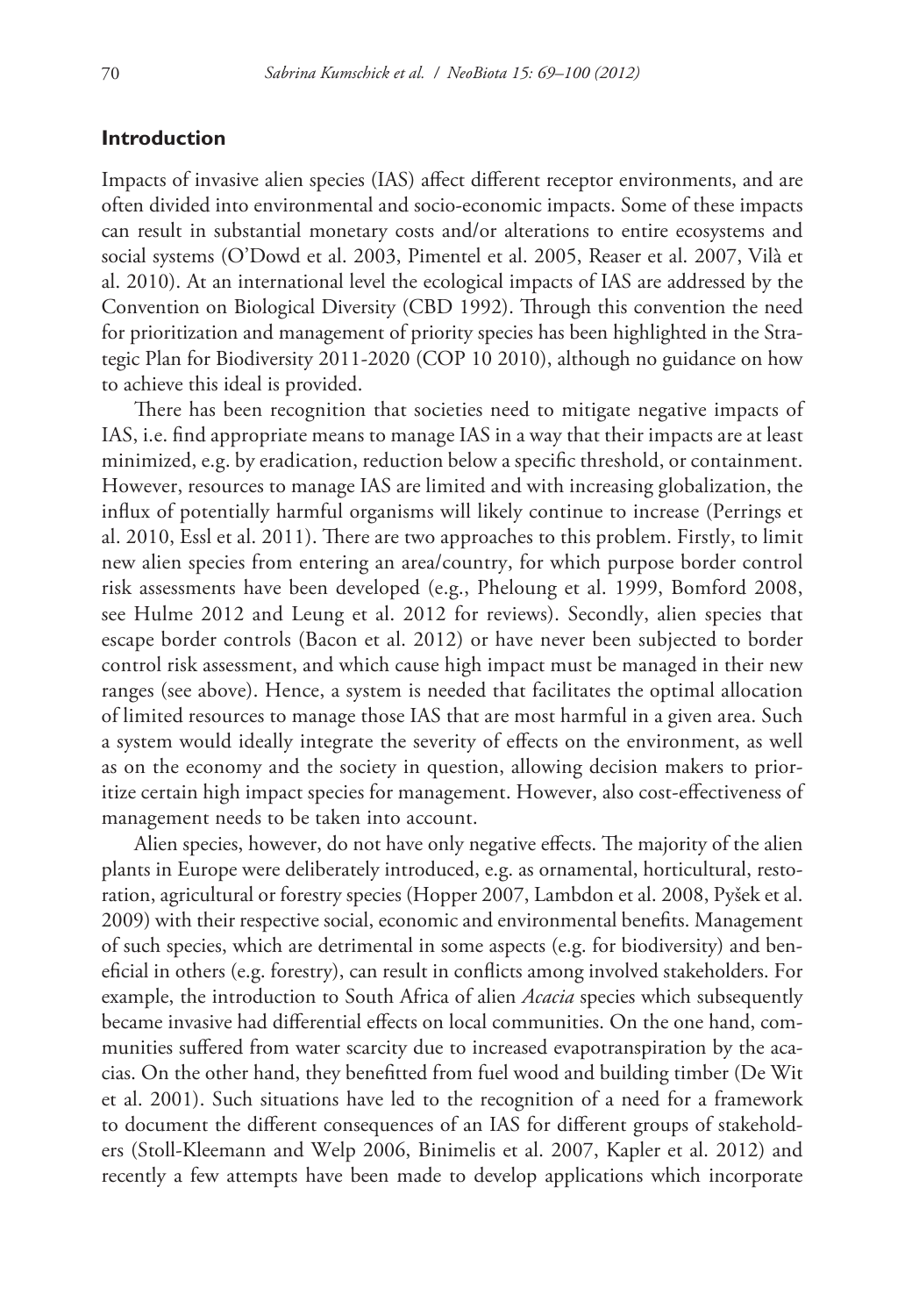## Introduction

Impacts of invasive alien species (IAS) affect different receptor environments, and are often divided into environmental and socio-economic impacts. Some of these impacts can result in substantial monetary costs and/or alterations to entire ecosystems and social systems (O'Dowd et al. 2003, Pimentel et al. 2005, Reaser et al. 2007, Vilà et al. 2010). At an international level the ecological impacts of IAS are addressed by the Convention on Biological Diversity (CBD 1992). Through this convention the need for prioritization and management of priority species has been highlighted in the Strategic Plan for Biodiversity 2011-2020 (COP 10 2010), although no guidance on how to achieve this ideal is provided.

There has been recognition that societies need to mitigate negative impacts of IAS, i.e. find appropriate means to manage IAS in a way that their impacts are at least minimized, e.g. by eradication, reduction below a specific threshold, or containment. However, resources to manage IAS are limited and with increasing globalization, the influx of potentially harmful organisms will likely continue to increase (Perrings et al. 2010, Essl et al. 2011). There are two approaches to this problem. Firstly, to limit new alien species from entering an area/country, for which purpose border control risk assessments have been developed (e.g., Pheloung et al. 1999, Bomford 2008, see Hulme 2012 and Leung et al. 2012 for reviews). Secondly, alien species that escape border controls (Bacon et al. 2012) or have never been subjected to border control risk assessment, and which cause high impact must be managed in their new ranges (see above). Hence, a system is needed that facilitates the optimal allocation of limited resources to manage those IAS that are most harmful in a given area. Such a system would ideally integrate the severity of effects on the environment, as well as on the economy and the society in question, allowing decision makers to prioritize certain high impact species for management. However, also cost-effectiveness of management needs to be taken into account.

Alien species, however, do not have only negative effects. The majority of the alien plants in Europe were deliberately introduced, e.g. as ornamental, horticultural, restoration, agricultural or forestry species (Hopper 2007, Lambdon et al. 2008, Pyšek et al. 2009) with their respective social, economic and environmental benefits. Management of such species, which are detrimental in some aspects (e.g. for biodiversity) and beneficial in others (e.g. forestry), can result in conflicts among involved stakeholders. For example, the introduction to South Africa of alien *Acacia* species which subsequently became invasive had differential effects on local communities. On the one hand, communities suffered from water scarcity due to increased evapotranspiration by the acacias. On the other hand, they benefitted from fuel wood and building timber (De Wit et al. 2001). Such situations have led to the recognition of a need for a framework to document the different consequences of an IAS for different groups of stakeholders (Stoll-Kleemann and Welp 2006, Binimelis et al. 2007, Kapler et al. 2012) and recently a few attempts have been made to develop applications which incorporate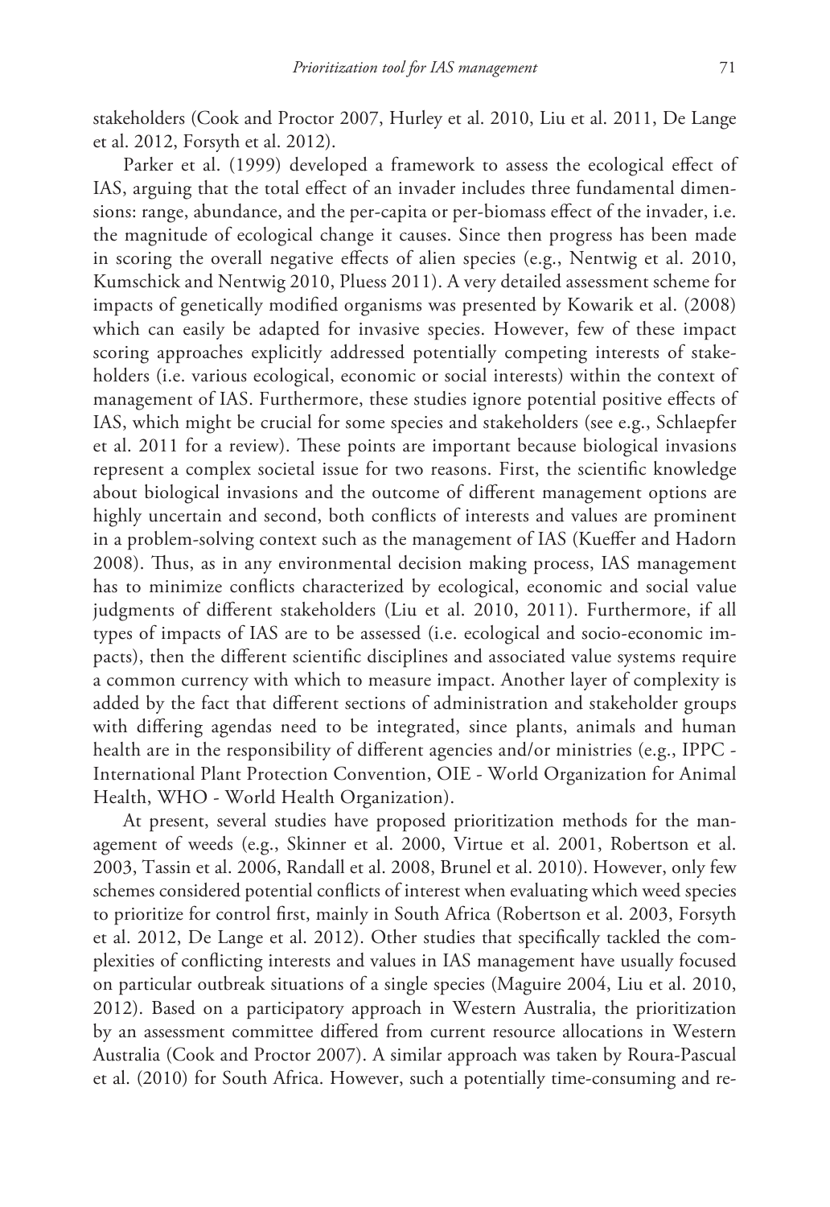stakeholders (Cook and Proctor 2007, Hurley et al. 2010, Liu et al. 2011, De Lange et al. 2012, Forsyth et al. 2012).

Parker et al. (1999) developed a framework to assess the ecological effect of IAS, arguing that the total effect of an invader includes three fundamental dimensions: range, abundance, and the per-capita or per-biomass effect of the invader, i.e. the magnitude of ecological change it causes. Since then progress has been made in scoring the overall negative effects of alien species (e.g., Nentwig et al. 2010, Kumschick and Nentwig 2010, Pluess 2011). A very detailed assessment scheme for impacts of genetically modified organisms was presented by Kowarik et al. (2008) which can easily be adapted for invasive species. However, few of these impact scoring approaches explicitly addressed potentially competing interests of stakeholders (i.e. various ecological, economic or social interests) within the context of management of IAS. Furthermore, these studies ignore potential positive effects of IAS, which might be crucial for some species and stakeholders (see e.g., Schlaepfer et al. 2011 for a review). These points are important because biological invasions represent a complex societal issue for two reasons. First, the scientific knowledge about biological invasions and the outcome of different management options are highly uncertain and second, both conflicts of interests and values are prominent in a problem-solving context such as the management of IAS (Kueffer and Hadorn 2008). Thus, as in any environmental decision making process, IAS management has to minimize conflicts characterized by ecological, economic and social value judgments of different stakeholders (Liu et al. 2010, 2011). Furthermore, if all types of impacts of IAS are to be assessed (i.e. ecological and socio-economic impacts), then the different scientific disciplines and associated value systems require a common currency with which to measure impact. Another layer of complexity is added by the fact that different sections of administration and stakeholder groups with differing agendas need to be integrated, since plants, animals and human health are in the responsibility of different agencies and/or ministries (e.g., IPPC - International Plant Protection Convention, OIE - World Organization for Animal Health, WHO - World Health Organization).

At present, several studies have proposed prioritization methods for the management of weeds (e.g., Skinner et al. 2000, Virtue et al. 2001, Robertson et al. 2003, Tassin et al. 2006, Randall et al. 2008, Brunel et al. 2010). However, only few schemes considered potential conflicts of interest when evaluating which weed species to prioritize for control first, mainly in South Africa (Robertson et al. 2003, Forsyth et al. 2012, De Lange et al. 2012). Other studies that specifically tackled the complexities of conflicting interests and values in IAS management have usually focused on particular outbreak situations of a single species (Maguire 2004, Liu et al. 2010, 2012). Based on a participatory approach in Western Australia, the prioritization by an assessment committee differed from current resource allocations in Western Australia (Cook and Proctor 2007). A similar approach was taken by Roura-Pascual et al. (2010) for South Africa. However, such a potentially time-consuming and re-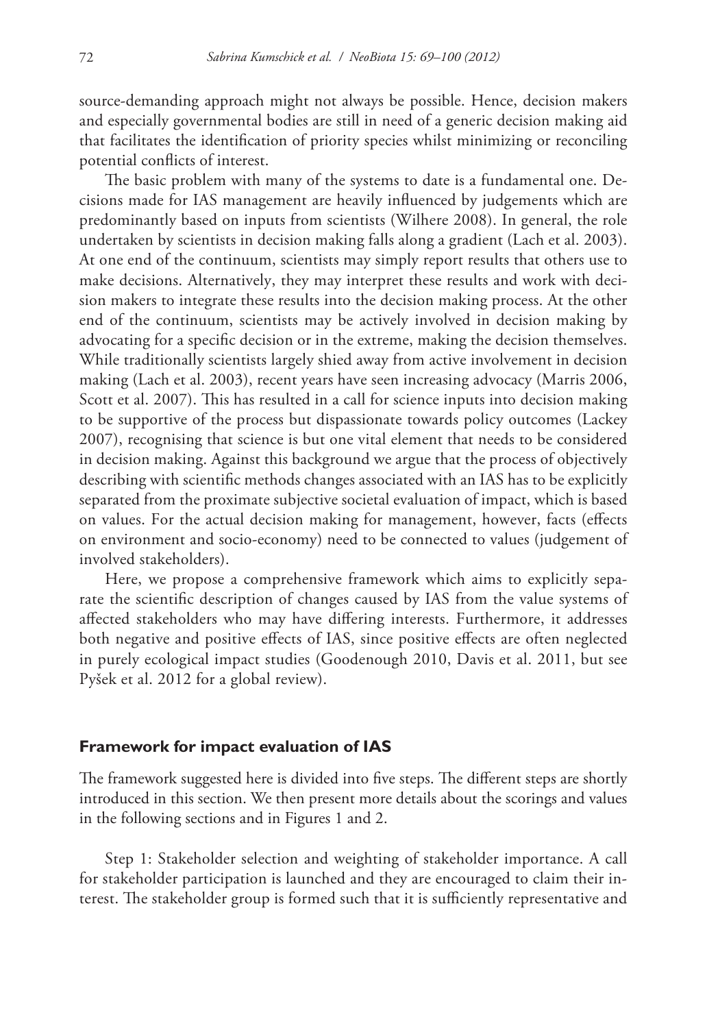source-demanding approach might not always be possible. Hence, decision makers and especially governmental bodies are still in need of a generic decision making aid that facilitates the identification of priority species whilst minimizing or reconciling potential conflicts of interest.

The basic problem with many of the systems to date is a fundamental one. Decisions made for IAS management are heavily influenced by judgements which are predominantly based on inputs from scientists (Wilhere 2008). In general, the role undertaken by scientists in decision making falls along a gradient (Lach et al. 2003). At one end of the continuum, scientists may simply report results that others use to make decisions. Alternatively, they may interpret these results and work with decision makers to integrate these results into the decision making process. At the other end of the continuum, scientists may be actively involved in decision making by advocating for a specific decision or in the extreme, making the decision themselves. While traditionally scientists largely shied away from active involvement in decision making (Lach et al. 2003), recent years have seen increasing advocacy (Marris 2006, Scott et al. 2007). This has resulted in a call for science inputs into decision making to be supportive of the process but dispassionate towards policy outcomes (Lackey 2007), recognising that science is but one vital element that needs to be considered in decision making. Against this background we argue that the process of objectively describing with scientific methods changes associated with an IAS has to be explicitly separated from the proximate subjective societal evaluation of impact, which is based on values. For the actual decision making for management, however, facts (effects on environment and socio-economy) need to be connected to values (judgement of involved stakeholders).

Here, we propose a comprehensive framework which aims to explicitly separate the scientific description of changes caused by IAS from the value systems of affected stakeholders who may have differing interests. Furthermore, it addresses both negative and positive effects of IAS, since positive effects are often neglected in purely ecological impact studies (Goodenough 2010, Davis et al. 2011, but see Pyšek et al. 2012 for a global review).

## Framework for impact evaluation of IAS

The framework suggested here is divided into five steps. The different steps are shortly introduced in this section. We then present more details about the scorings and values in the following sections and in Figures 1 and 2.

Step 1: Stakeholder selection and weighting of stakeholder importance. A call for stakeholder participation is launched and they are encouraged to claim their interest. The stakeholder group is formed such that it is sufficiently representative and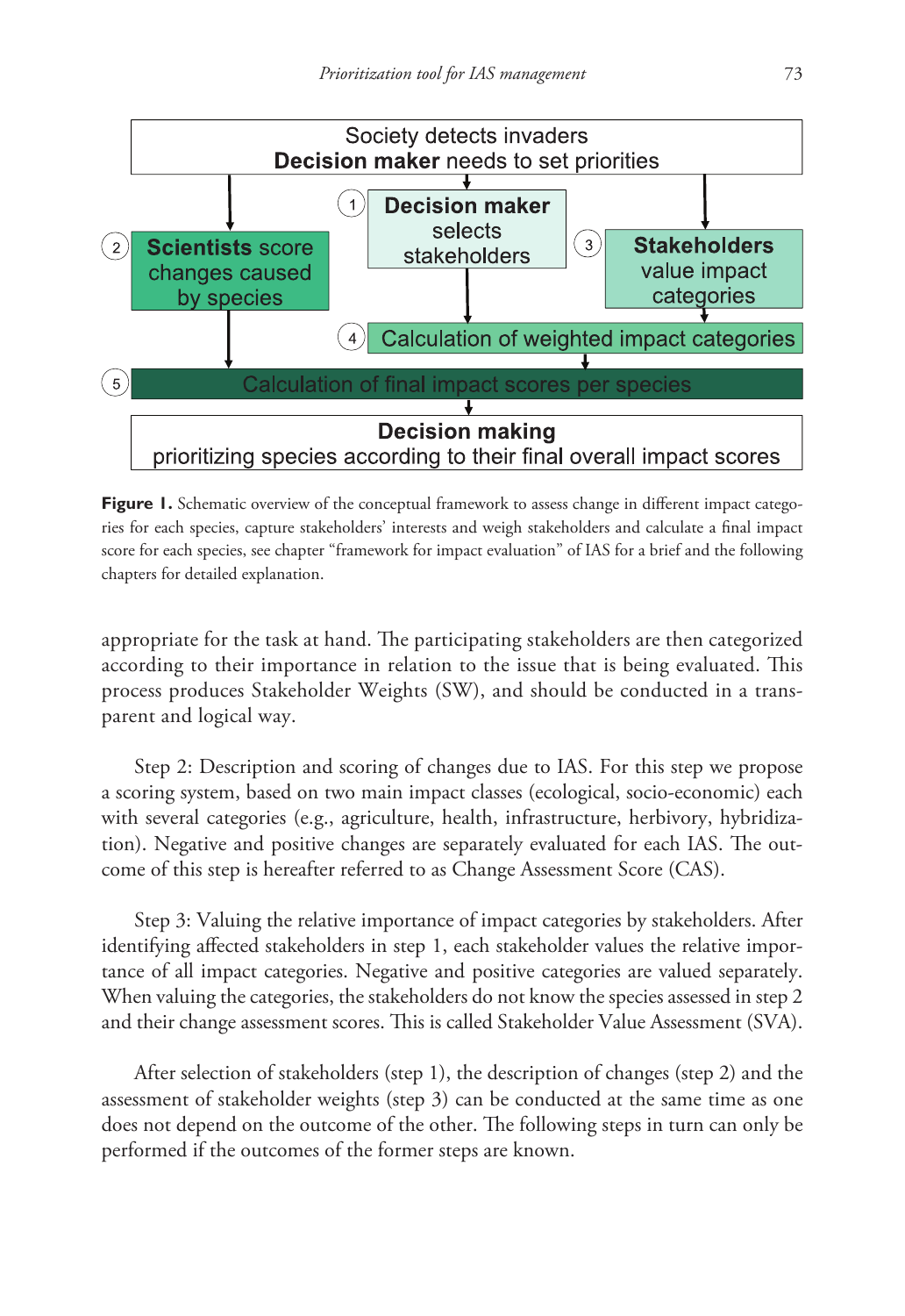**Figure 1.** Schematic overview of the conceptual framework to assess change in different impact categories for each species, capture stakeholders' interests and weigh stakeholders and calculate a final impact score for each species, see chapter "framework for impact evaluation" of IAS for a brief and the following chapters for detailed explanation.

appropriate for the task at hand. The participating stakeholders are then categorized according to their importance in relation to the issue that is being evaluated. This process produces Stakeholder Weights (SW), and should be conducted in a transparent and logical way.

Step 2: Description and scoring of changes due to IAS. For this step we propose a scoring system, based on two main impact classes (ecological, socio-economic) each with several categories (e.g., agriculture, health, infrastructure, herbivory, hybridization). Negative and positive changes are separately evaluated for each IAS. The outcome of this step is hereafter referred to as Change Assessment Score (CAS).

Step 3: Valuing the relative importance of impact categories by stakeholders. After identifying affected stakeholders in step 1, each stakeholder values the relative importance of all impact categories. Negative and positive categories are valued separately. When valuing the categories, the stakeholders do not know the species assessed in step 2 and their change assessment scores. This is called Stakeholder Value Assessment (SVA).

After selection of stakeholders (step 1), the description of changes (step 2) and the assessment of stakeholder weights (step 3) can be conducted at the same time as one does not depend on the outcome of the other. The following steps in turn can only be performed if the outcomes of the former steps are known.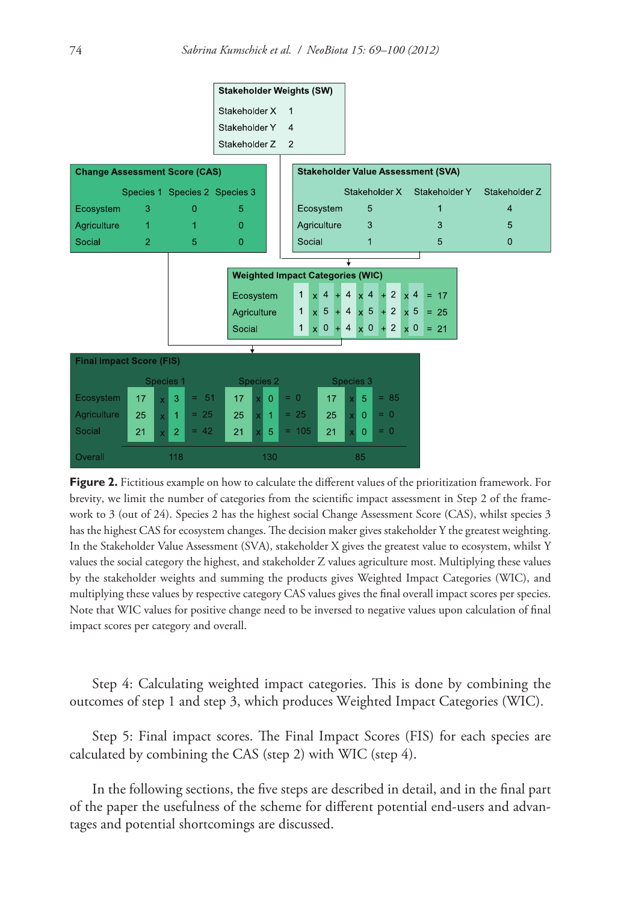**Stakeholder Weights (SW)**

| Stakeholder | Weight |
|---|---|
| Stakeholder X | 1 |
| Stakeholder Y | 4 |
| Stakeholder Z | 2 |

**Change Assessment Score (CAS)**

| | Species 1 | Species 2 | Species 3 |
|---|---|---|---|
| Ecosystem | 3 | 0 | 5 |
| Agriculture | 1 | 1 | 0 |
| Social | 2 | 5 | 0 |

**Stakeholder Value Assessment (SVA)**

| | Stakeholder X | Stakeholder Y | Stakeholder Z |
|---|---|---|---|
| Ecosystem | 5 | 1 | 4 |
| Agriculture | 3 | 3 | 5 |
| Social | 1 | 5 | 0 |

**Weighted Impact Categories (WIC)**

| | |
|---|---|
| Ecosystem | 1 x 4 + 4 x 4 + 2 x 4 = 17 |
| Agriculture | 1 x 5 + 4 x 5 + 2 x 5 = 25 |
| Social | 1 x 0 + 4 x 0 + 2 x 0 = 21 |

**Final Impact Score (FIS)**

| | Species 1 | Species 2 | Species 3 |
|---|---|---|---|
| Ecosystem | 17 x 3 = 51 | 17 x 0 = 0 | 17 x 5 = 85 |
| Agriculture | 25 x 1 = 25 | 25 x 1 = 25 | 25 x 0 = 0 |
| Social | 21 x 2 = 42 | 21 x 5 = 105 | 21 x 0 = 0 |
| Overall | 118 | 130 | 85 |

**Figure 2.** Fictitious example on how to calculate the different values of the prioritization framework. For brevity, we limit the number of categories from the scientific impact assessment in Step 2 of the framework to 3 (out of 24). Species 2 has the highest social Change Assessment Score (CAS), whilst species 3 has the highest CAS for ecosystem changes. The decision maker gives stakeholder Y the greatest weighting. In the Stakeholder Value Assessment (SVA), stakeholder X gives the greatest value to ecosystem, whilst Y values the social category the highest, and stakeholder Z values agriculture most. Multiplying these values by the stakeholder weights and summing the products gives Weighted Impact Categories (WIC), and multiplying these values by respective category CAS values gives the final overall impact scores per species. Note that WIC values for positive change need to be inversed to negative values upon calculation of final impact scores per category and overall.

Step 4: Calculating weighted impact categories. This is done by combining the outcomes of step 1 and step 3, which produces Weighted Impact Categories (WIC).

Step 5: Final impact scores. The Final Impact Scores (FIS) for each species are calculated by combining the CAS (step 2) with WIC (step 4).

In the following sections, the five steps are described in detail, and in the final part of the paper the usefulness of the scheme for different potential end-users and advantages and potential shortcomings are discussed.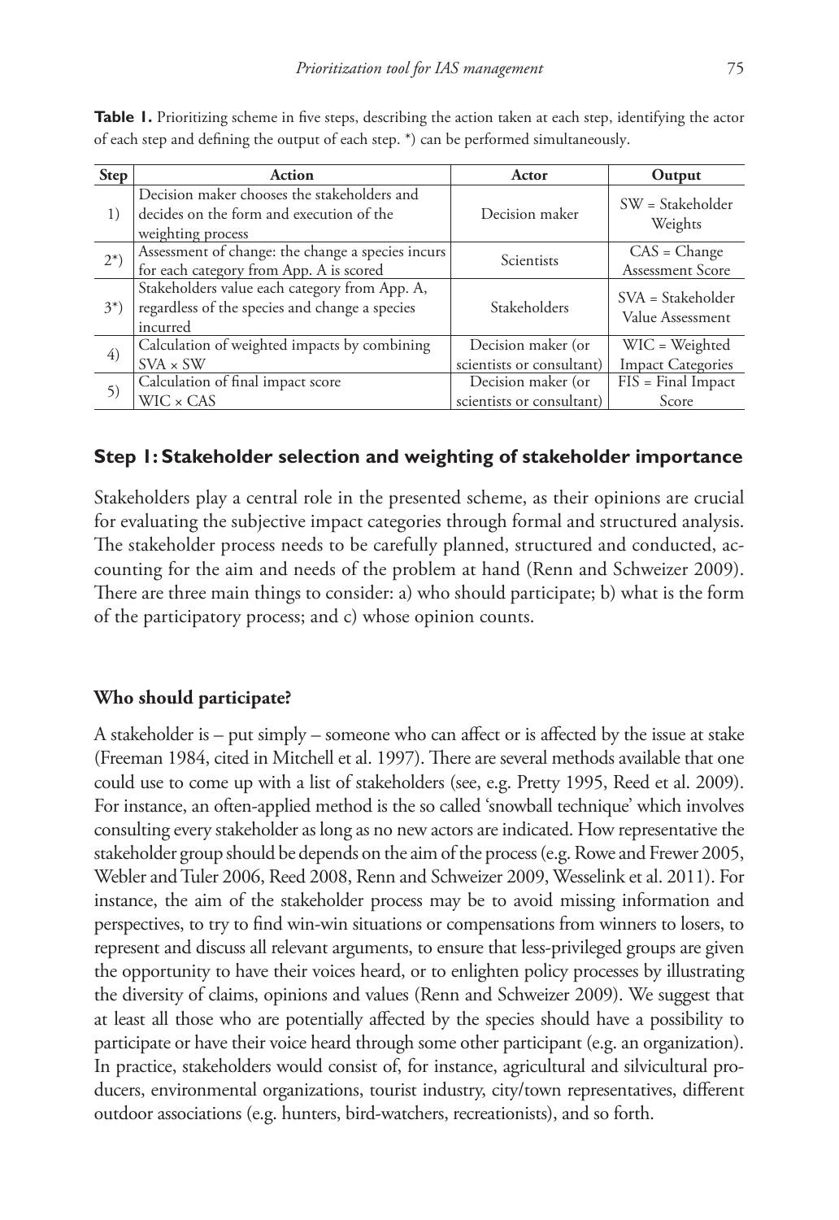**Table 1.** Prioritizing scheme in five steps, describing the action taken at each step, identifying the actor of each step and defining the output of each step. *) can be performed simultaneously.

| Step | Action | Actor | Output |
|---|---|---|---|
| 1) | Decision maker chooses the stakeholders and decides on the form and execution of the weighting process | Decision maker | SW = Stakeholder Weights |
| 2*) | Assessment of change: the change a species incurs for each category from App. A is scored | Scientists | CAS = Change Assessment Score |
| 3*) | Stakeholders value each category from App. A, regardless of the species and change a species incurred | Stakeholders | SVA = Stakeholder Value Assessment |
| 4) | Calculation of weighted impacts by combining SVA × SW | Decision maker (or scientists or consultant) | WIC = Weighted Impact Categories |
| 5) | Calculation of final impact score WIC × CAS | Decision maker (or scientists or consultant) | FIS = Final Impact Score |

## Step 1: Stakeholder selection and weighting of stakeholder importance

Stakeholders play a central role in the presented scheme, as their opinions are crucial for evaluating the subjective impact categories through formal and structured analysis. The stakeholder process needs to be carefully planned, structured and conducted, accounting for the aim and needs of the problem at hand (Renn and Schweizer 2009). There are three main things to consider: a) who should participate; b) what is the form of the participatory process; and c) whose opinion counts.

### Who should participate?

A stakeholder is – put simply – someone who can affect or is affected by the issue at stake (Freeman 1984, cited in Mitchell et al. 1997). There are several methods available that one could use to come up with a list of stakeholders (see, e.g. Pretty 1995, Reed et al. 2009). For instance, an often-applied method is the so called 'snowball technique' which involves consulting every stakeholder as long as no new actors are indicated. How representative the stakeholder group should be depends on the aim of the process (e.g. Rowe and Frewer 2005, Webler and Tuler 2006, Reed 2008, Renn and Schweizer 2009, Wesselink et al. 2011). For instance, the aim of the stakeholder process may be to avoid missing information and perspectives, to try to find win-win situations or compensations from winners to losers, to represent and discuss all relevant arguments, to ensure that less-privileged groups are given the opportunity to have their voices heard, or to enlighten policy processes by illustrating the diversity of claims, opinions and values (Renn and Schweizer 2009). We suggest that at least all those who are potentially affected by the species should have a possibility to participate or have their voice heard through some other participant (e.g. an organization). In practice, stakeholders would consist of, for instance, agricultural and silvicultural producers, environmental organizations, tourist industry, city/town representatives, different outdoor associations (e.g. hunters, bird-watchers, recreationists), and so forth.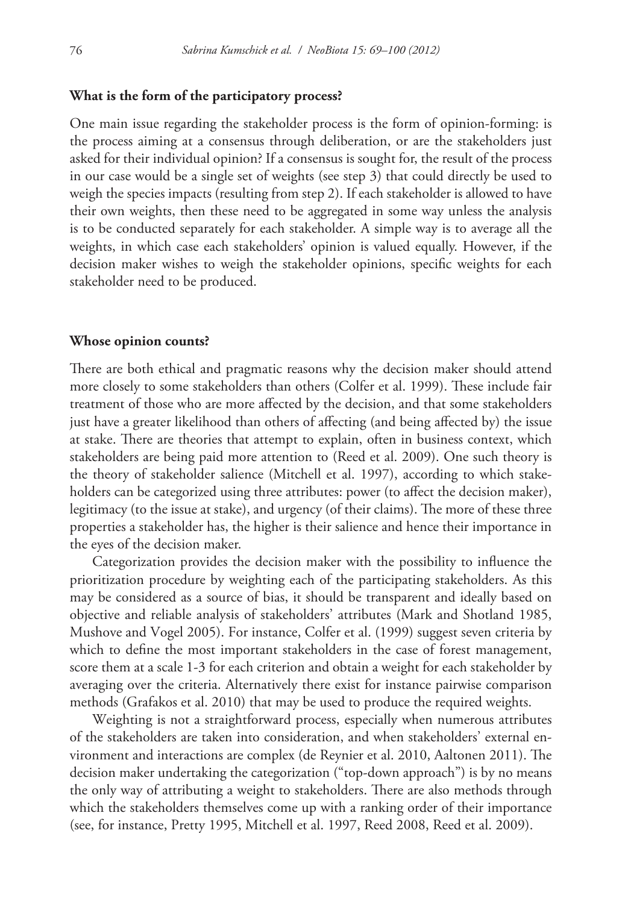### What is the form of the participatory process?

One main issue regarding the stakeholder process is the form of opinion-forming: is the process aiming at a consensus through deliberation, or are the stakeholders just asked for their individual opinion? If a consensus is sought for, the result of the process in our case would be a single set of weights (see step 3) that could directly be used to weigh the species impacts (resulting from step 2). If each stakeholder is allowed to have their own weights, then these need to be aggregated in some way unless the analysis is to be conducted separately for each stakeholder. A simple way is to average all the weights, in which case each stakeholders' opinion is valued equally. However, if the decision maker wishes to weigh the stakeholder opinions, specific weights for each stakeholder need to be produced.

### Whose opinion counts?

There are both ethical and pragmatic reasons why the decision maker should attend more closely to some stakeholders than others (Colfer et al. 1999). These include fair treatment of those who are more affected by the decision, and that some stakeholders just have a greater likelihood than others of affecting (and being affected by) the issue at stake. There are theories that attempt to explain, often in business context, which stakeholders are being paid more attention to (Reed et al. 2009). One such theory is the theory of stakeholder salience (Mitchell et al. 1997), according to which stakeholders can be categorized using three attributes: power (to affect the decision maker), legitimacy (to the issue at stake), and urgency (of their claims). The more of these three properties a stakeholder has, the higher is their salience and hence their importance in the eyes of the decision maker.

Categorization provides the decision maker with the possibility to influence the prioritization procedure by weighting each of the participating stakeholders. As this may be considered as a source of bias, it should be transparent and ideally based on objective and reliable analysis of stakeholders' attributes (Mark and Shotland 1985, Mushove and Vogel 2005). For instance, Colfer et al. (1999) suggest seven criteria by which to define the most important stakeholders in the case of forest management, score them at a scale 1-3 for each criterion and obtain a weight for each stakeholder by averaging over the criteria. Alternatively there exist for instance pairwise comparison methods (Grafakos et al. 2010) that may be used to produce the required weights.

Weighting is not a straightforward process, especially when numerous attributes of the stakeholders are taken into consideration, and when stakeholders' external environment and interactions are complex (de Reynier et al. 2010, Aaltonen 2011). The decision maker undertaking the categorization ("top-down approach") is by no means the only way of attributing a weight to stakeholders. There are also methods through which the stakeholders themselves come up with a ranking order of their importance (see, for instance, Pretty 1995, Mitchell et al. 1997, Reed 2008, Reed et al. 2009).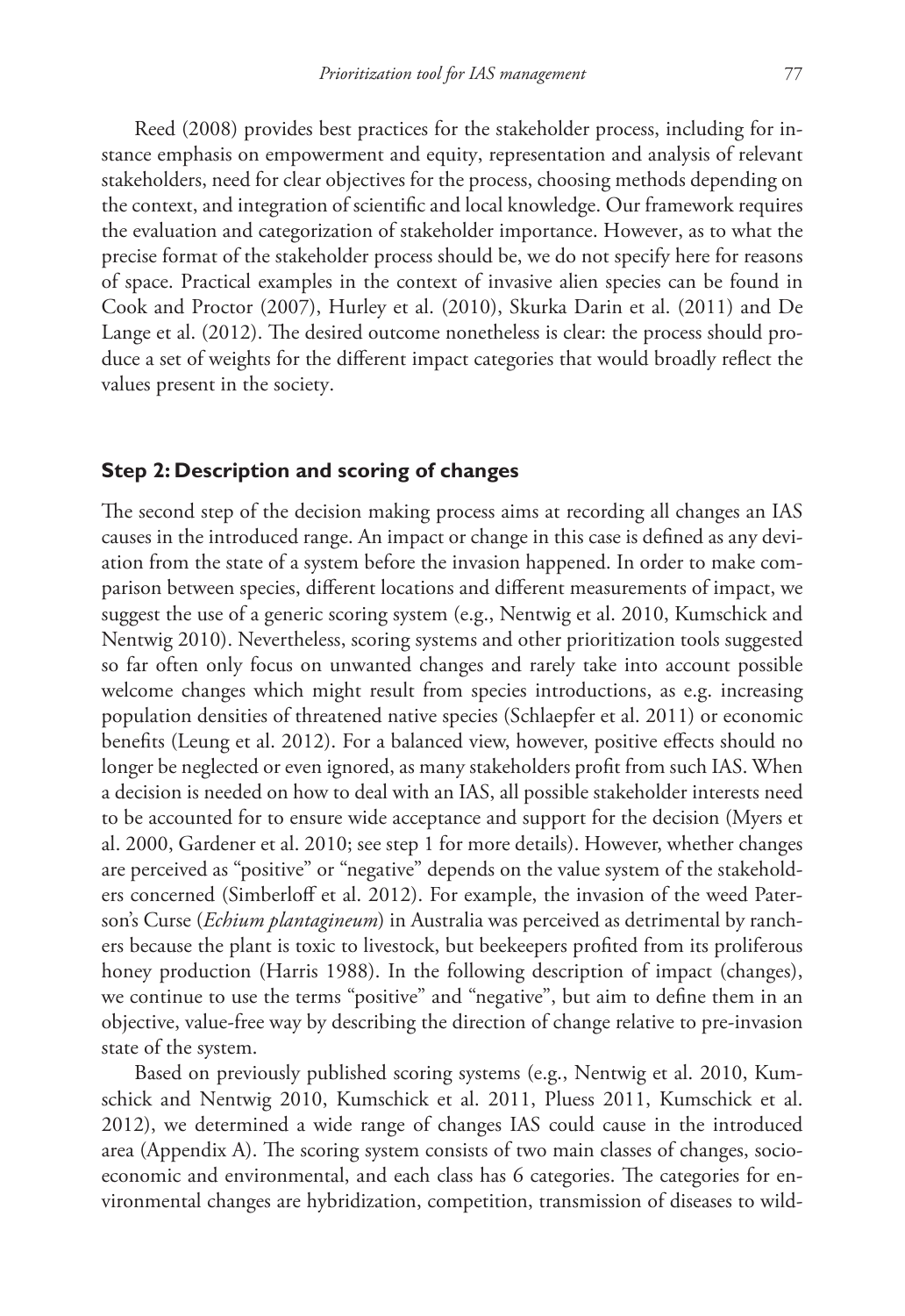Reed (2008) provides best practices for the stakeholder process, including for instance emphasis on empowerment and equity, representation and analysis of relevant stakeholders, need for clear objectives for the process, choosing methods depending on the context, and integration of scientific and local knowledge. Our framework requires the evaluation and categorization of stakeholder importance. However, as to what the precise format of the stakeholder process should be, we do not specify here for reasons of space. Practical examples in the context of invasive alien species can be found in Cook and Proctor (2007), Hurley et al. (2010), Skurka Darin et al. (2011) and De Lange et al. (2012). The desired outcome nonetheless is clear: the process should produce a set of weights for the different impact categories that would broadly reflect the values present in the society.

### Step 2: Description and scoring of changes

The second step of the decision making process aims at recording all changes an IAS causes in the introduced range. An impact or change in this case is defined as any deviation from the state of a system before the invasion happened. In order to make comparison between species, different locations and different measurements of impact, we suggest the use of a generic scoring system (e.g., Nentwig et al. 2010, Kumschick and Nentwig 2010). Nevertheless, scoring systems and other prioritization tools suggested so far often only focus on unwanted changes and rarely take into account possible welcome changes which might result from species introductions, as e.g. increasing population densities of threatened native species (Schlaepfer et al. 2011) or economic benefits (Leung et al. 2012). For a balanced view, however, positive effects should no longer be neglected or even ignored, as many stakeholders profit from such IAS. When a decision is needed on how to deal with an IAS, all possible stakeholder interests need to be accounted for to ensure wide acceptance and support for the decision (Myers et al. 2000, Gardener et al. 2010; see step 1 for more details). However, whether changes are perceived as "positive" or "negative" depends on the value system of the stakeholders concerned (Simberloff et al. 2012). For example, the invasion of the weed Paterson's Curse (*Echium plantagineum*) in Australia was perceived as detrimental by ranchers because the plant is toxic to livestock, but beekeepers profited from its proliferous honey production (Harris 1988). In the following description of impact (changes), we continue to use the terms "positive" and "negative", but aim to define them in an objective, value-free way by describing the direction of change relative to pre-invasion state of the system.

Based on previously published scoring systems (e.g., Nentwig et al. 2010, Kumschick and Nentwig 2010, Kumschick et al. 2011, Pluess 2011, Kumschick et al. 2012), we determined a wide range of changes IAS could cause in the introduced area (Appendix A). The scoring system consists of two main classes of changes, socio-economic and environmental, and each class has 6 categories. The categories for environmental changes are hybridization, competition, transmission of diseases to wild-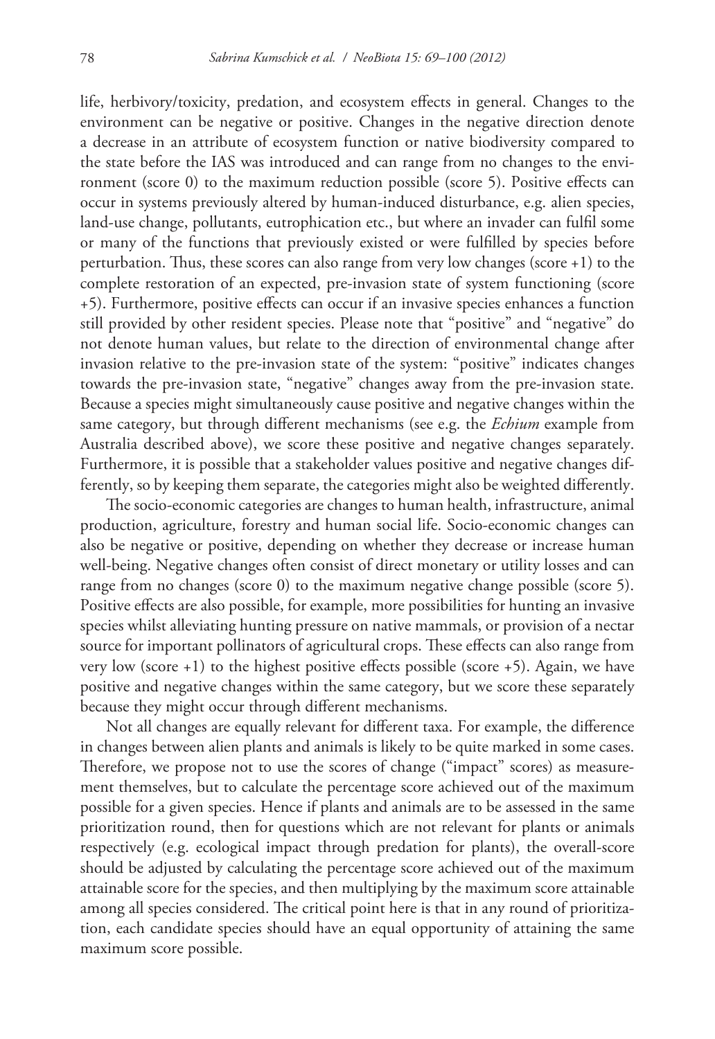life, herbivory/toxicity, predation, and ecosystem effects in general. Changes to the environment can be negative or positive. Changes in the negative direction denote a decrease in an attribute of ecosystem function or native biodiversity compared to the state before the IAS was introduced and can range from no changes to the environment (score 0) to the maximum reduction possible (score 5). Positive effects can occur in systems previously altered by human-induced disturbance, e.g. alien species, land-use change, pollutants, eutrophication etc., but where an invader can fulfil some or many of the functions that previously existed or were fulfilled by species before perturbation. Thus, these scores can also range from very low changes (score +1) to the complete restoration of an expected, pre-invasion state of system functioning (score +5). Furthermore, positive effects can occur if an invasive species enhances a function still provided by other resident species. Please note that "positive" and "negative" do not denote human values, but relate to the direction of environmental change after invasion relative to the pre-invasion state of the system: "positive" indicates changes towards the pre-invasion state, "negative" changes away from the pre-invasion state. Because a species might simultaneously cause positive and negative changes within the same category, but through different mechanisms (see e.g. the *Echium* example from Australia described above), we score these positive and negative changes separately. Furthermore, it is possible that a stakeholder values positive and negative changes differently, so by keeping them separate, the categories might also be weighted differently.

The socio-economic categories are changes to human health, infrastructure, animal production, agriculture, forestry and human social life. Socio-economic changes can also be negative or positive, depending on whether they decrease or increase human well-being. Negative changes often consist of direct monetary or utility losses and can range from no changes (score 0) to the maximum negative change possible (score 5). Positive effects are also possible, for example, more possibilities for hunting an invasive species whilst alleviating hunting pressure on native mammals, or provision of a nectar source for important pollinators of agricultural crops. These effects can also range from very low (score +1) to the highest positive effects possible (score +5). Again, we have positive and negative changes within the same category, but we score these separately because they might occur through different mechanisms.

Not all changes are equally relevant for different taxa. For example, the difference in changes between alien plants and animals is likely to be quite marked in some cases. Therefore, we propose not to use the scores of change ("impact" scores) as measurement themselves, but to calculate the percentage score achieved out of the maximum possible for a given species. Hence if plants and animals are to be assessed in the same prioritization round, then for questions which are not relevant for plants or animals respectively (e.g. ecological impact through predation for plants), the overall-score should be adjusted by calculating the percentage score achieved out of the maximum attainable score for the species, and then multiplying by the maximum score attainable among all species considered. The critical point here is that in any round of prioritization, each candidate species should have an equal opportunity of attaining the same maximum score possible.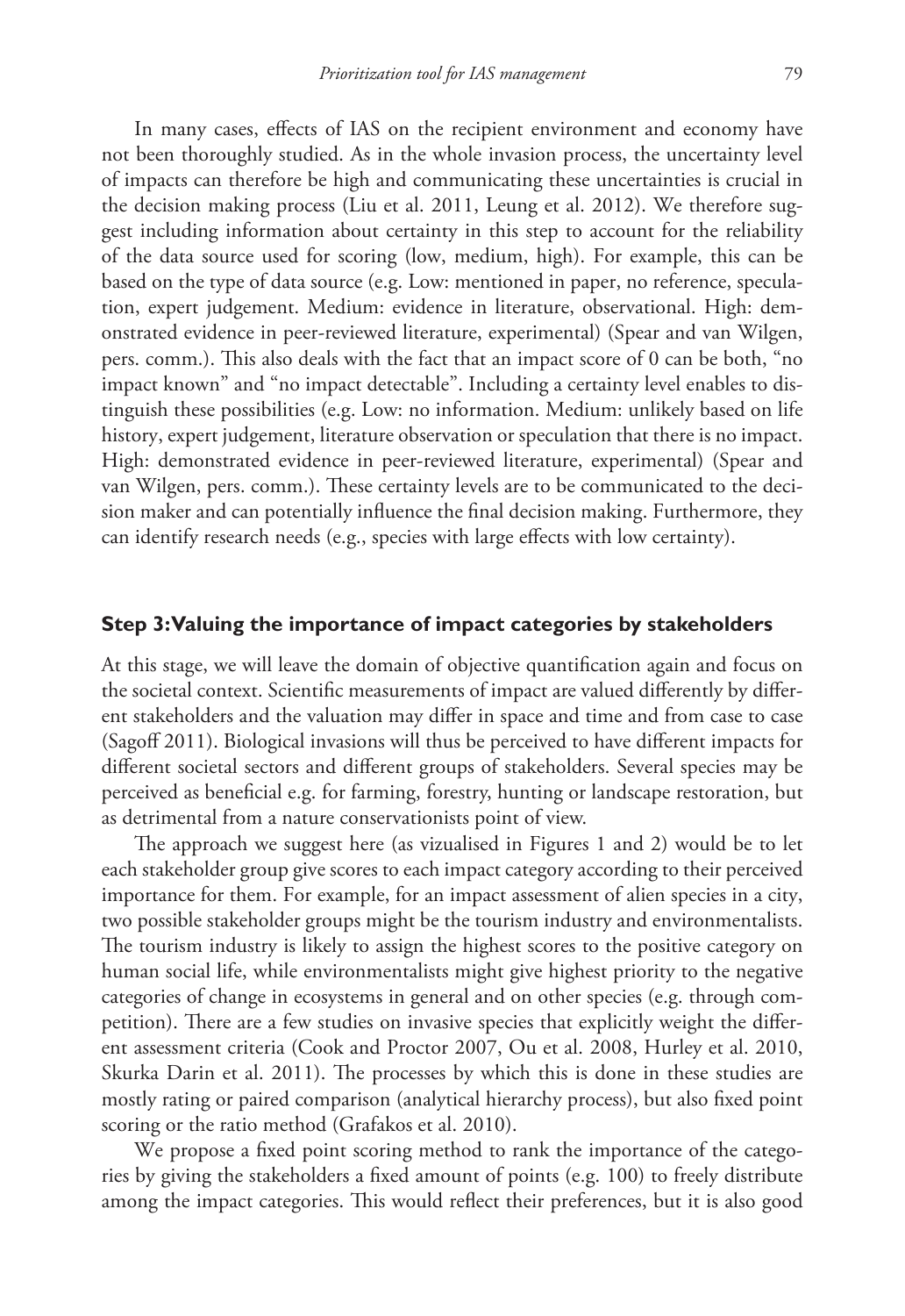In many cases, effects of IAS on the recipient environment and economy have not been thoroughly studied. As in the whole invasion process, the uncertainty level of impacts can therefore be high and communicating these uncertainties is crucial in the decision making process (Liu et al. 2011, Leung et al. 2012). We therefore suggest including information about certainty in this step to account for the reliability of the data source used for scoring (low, medium, high). For example, this can be based on the type of data source (e.g. Low: mentioned in paper, no reference, speculation, expert judgement. Medium: evidence in literature, observational. High: demonstrated evidence in peer-reviewed literature, experimental) (Spear and van Wilgen, pers. comm.). This also deals with the fact that an impact score of 0 can be both, "no impact known" and "no impact detectable". Including a certainty level enables to distinguish these possibilities (e.g. Low: no information. Medium: unlikely based on life history, expert judgement, literature observation or speculation that there is no impact. High: demonstrated evidence in peer-reviewed literature, experimental) (Spear and van Wilgen, pers. comm.). These certainty levels are to be communicated to the decision maker and can potentially influence the final decision making. Furthermore, they can identify research needs (e.g., species with large effects with low certainty).

## Step 3: Valuing the importance of impact categories by stakeholders

At this stage, we will leave the domain of objective quantification again and focus on the societal context. Scientific measurements of impact are valued differently by different stakeholders and the valuation may differ in space and time and from case to case (Sagoff 2011). Biological invasions will thus be perceived to have different impacts for different societal sectors and different groups of stakeholders. Several species may be perceived as beneficial e.g. for farming, forestry, hunting or landscape restoration, but as detrimental from a nature conservationists point of view.

The approach we suggest here (as vizualised in Figures 1 and 2) would be to let each stakeholder group give scores to each impact category according to their perceived importance for them. For example, for an impact assessment of alien species in a city, two possible stakeholder groups might be the tourism industry and environmentalists. The tourism industry is likely to assign the highest scores to the positive category on human social life, while environmentalists might give highest priority to the negative categories of change in ecosystems in general and on other species (e.g. through competition). There are a few studies on invasive species that explicitly weight the different assessment criteria (Cook and Proctor 2007, Ou et al. 2008, Hurley et al. 2010, Skurka Darin et al. 2011). The processes by which this is done in these studies are mostly rating or paired comparison (analytical hierarchy process), but also fixed point scoring or the ratio method (Grafakos et al. 2010).

We propose a fixed point scoring method to rank the importance of the categories by giving the stakeholders a fixed amount of points (e.g. 100) to freely distribute among the impact categories. This would reflect their preferences, but it is also good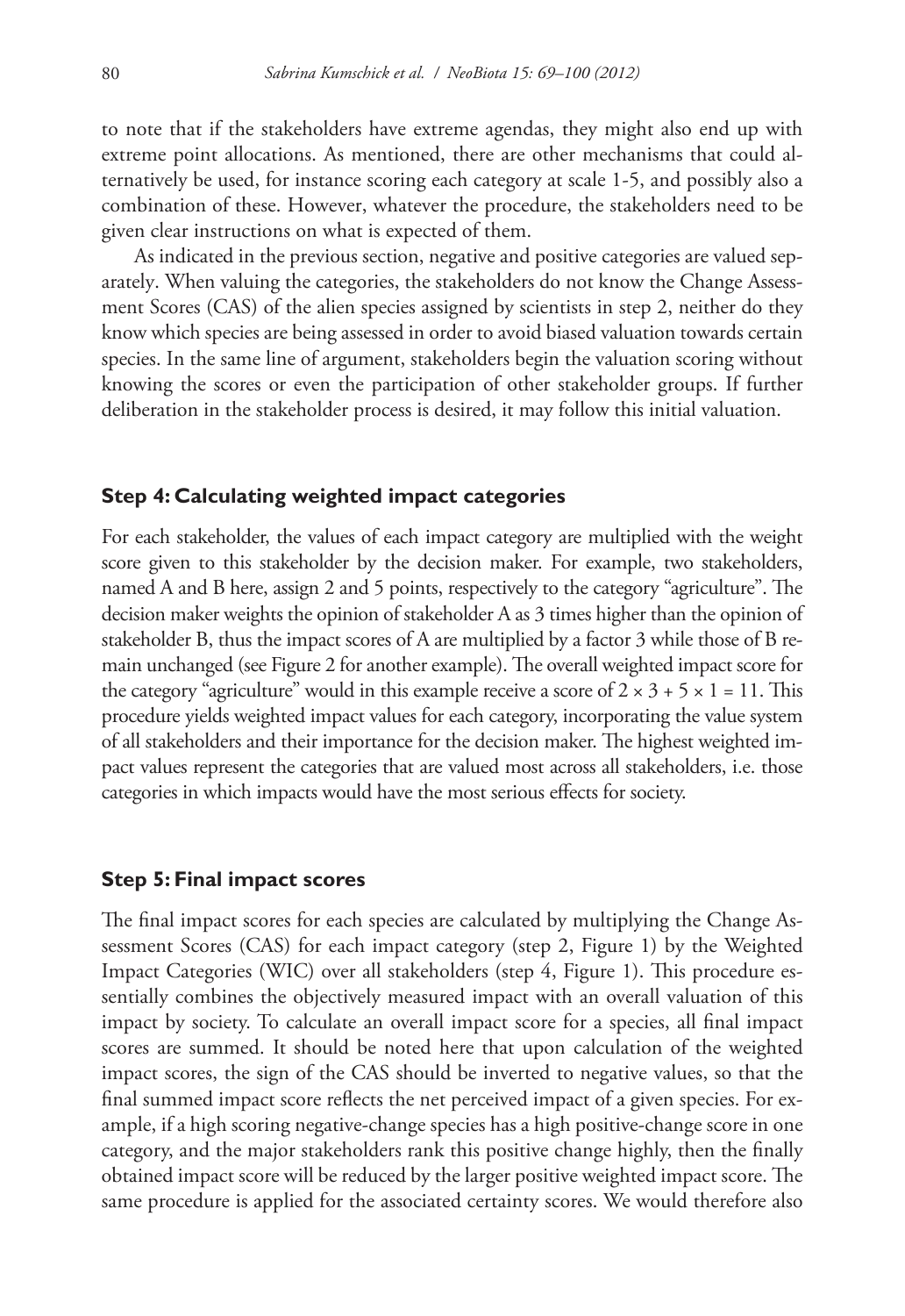to note that if the stakeholders have extreme agendas, they might also end up with extreme point allocations. As mentioned, there are other mechanisms that could alternatively be used, for instance scoring each category at scale 1-5, and possibly also a combination of these. However, whatever the procedure, the stakeholders need to be given clear instructions on what is expected of them.

As indicated in the previous section, negative and positive categories are valued separately. When valuing the categories, the stakeholders do not know the Change Assessment Scores (CAS) of the alien species assigned by scientists in step 2, neither do they know which species are being assessed in order to avoid biased valuation towards certain species. In the same line of argument, stakeholders begin the valuation scoring without knowing the scores or even the participation of other stakeholder groups. If further deliberation in the stakeholder process is desired, it may follow this initial valuation.

### Step 4: Calculating weighted impact categories

For each stakeholder, the values of each impact category are multiplied with the weight score given to this stakeholder by the decision maker. For example, two stakeholders, named A and B here, assign 2 and 5 points, respectively to the category "agriculture". The decision maker weights the opinion of stakeholder A as 3 times higher than the opinion of stakeholder B, thus the impact scores of A are multiplied by a factor 3 while those of B remain unchanged (see Figure 2 for another example). The overall weighted impact score for the category "agriculture" would in this example receive a score of $2 \times 3 + 5 \times 1 = 11$. This procedure yields weighted impact values for each category, incorporating the value system of all stakeholders and their importance for the decision maker. The highest weighted impact values represent the categories that are valued most across all stakeholders, i.e. those categories in which impacts would have the most serious effects for society.

### Step 5: Final impact scores

The final impact scores for each species are calculated by multiplying the Change Assessment Scores (CAS) for each impact category (step 2, Figure 1) by the Weighted Impact Categories (WIC) over all stakeholders (step 4, Figure 1). This procedure essentially combines the objectively measured impact with an overall valuation of this impact by society. To calculate an overall impact score for a species, all final impact scores are summed. It should be noted here that upon calculation of the weighted impact scores, the sign of the CAS should be inverted to negative values, so that the final summed impact score reflects the net perceived impact of a given species. For example, if a high scoring negative-change species has a high positive-change score in one category, and the major stakeholders rank this positive change highly, then the finally obtained impact score will be reduced by the larger positive weighted impact score. The same procedure is applied for the associated certainty scores. We would therefore also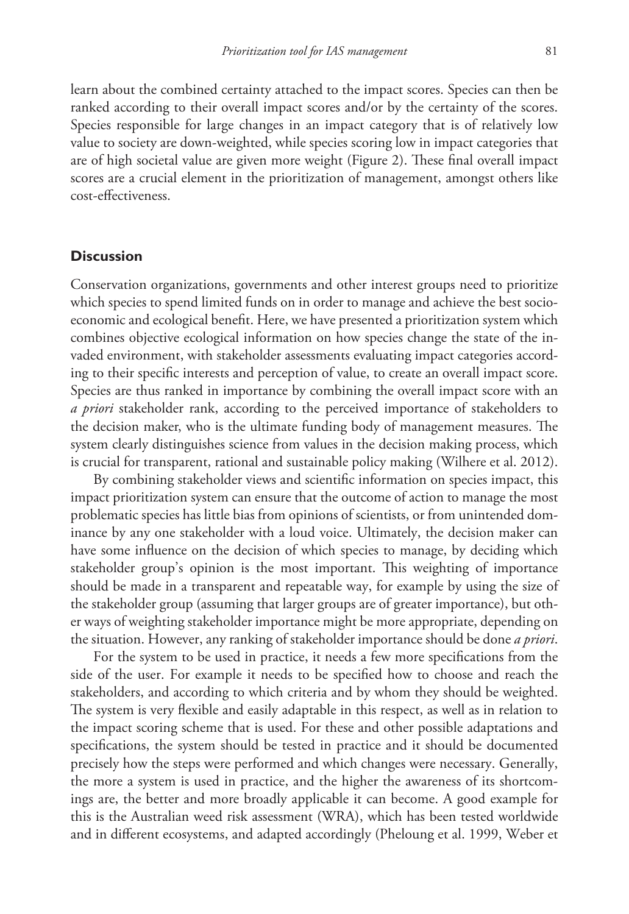learn about the combined certainty attached to the impact scores. Species can then be ranked according to their overall impact scores and/or by the certainty of the scores. Species responsible for large changes in an impact category that is of relatively low value to society are down-weighted, while species scoring low in impact categories that are of high societal value are given more weight (Figure 2). These final overall impact scores are a crucial element in the prioritization of management, amongst others like cost-effectiveness.

## Discussion

Conservation organizations, governments and other interest groups need to prioritize which species to spend limited funds on in order to manage and achieve the best socio-economic and ecological benefit. Here, we have presented a prioritization system which combines objective ecological information on how species change the state of the invaded environment, with stakeholder assessments evaluating impact categories according to their specific interests and perception of value, to create an overall impact score. Species are thus ranked in importance by combining the overall impact score with an *a priori* stakeholder rank, according to the perceived importance of stakeholders to the decision maker, who is the ultimate funding body of management measures. The system clearly distinguishes science from values in the decision making process, which is crucial for transparent, rational and sustainable policy making (Wilhere et al. 2012).

By combining stakeholder views and scientific information on species impact, this impact prioritization system can ensure that the outcome of action to manage the most problematic species has little bias from opinions of scientists, or from unintended dominance by any one stakeholder with a loud voice. Ultimately, the decision maker can have some influence on the decision of which species to manage, by deciding which stakeholder group's opinion is the most important. This weighting of importance should be made in a transparent and repeatable way, for example by using the size of the stakeholder group (assuming that larger groups are of greater importance), but other ways of weighting stakeholder importance might be more appropriate, depending on the situation. However, any ranking of stakeholder importance should be done *a priori*.

For the system to be used in practice, it needs a few more specifications from the side of the user. For example it needs to be specified how to choose and reach the stakeholders, and according to which criteria and by whom they should be weighted. The system is very flexible and easily adaptable in this respect, as well as in relation to the impact scoring scheme that is used. For these and other possible adaptations and specifications, the system should be tested in practice and it should be documented precisely how the steps were performed and which changes were necessary. Generally, the more a system is used in practice, and the higher the awareness of its shortcomings are, the better and more broadly applicable it can become. A good example for this is the Australian weed risk assessment (WRA), which has been tested worldwide and in different ecosystems, and adapted accordingly (Pheloung et al. 1999, Weber et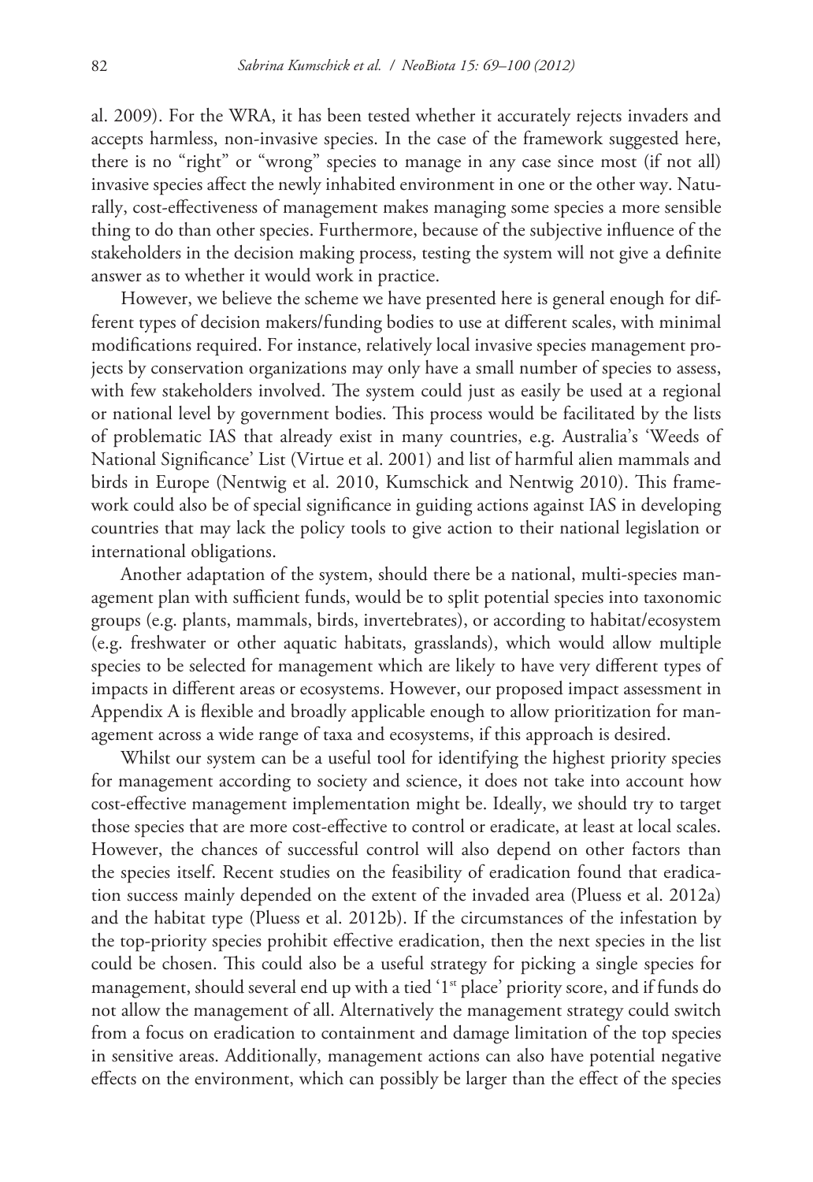al. 2009). For the WRA, it has been tested whether it accurately rejects invaders and accepts harmless, non-invasive species. In the case of the framework suggested here, there is no "right" or "wrong" species to manage in any case since most (if not all) invasive species affect the newly inhabited environment in one or the other way. Naturally, cost-effectiveness of management makes managing some species a more sensible thing to do than other species. Furthermore, because of the subjective influence of the stakeholders in the decision making process, testing the system will not give a definite answer as to whether it would work in practice.

However, we believe the scheme we have presented here is general enough for different types of decision makers/funding bodies to use at different scales, with minimal modifications required. For instance, relatively local invasive species management projects by conservation organizations may only have a small number of species to assess, with few stakeholders involved. The system could just as easily be used at a regional or national level by government bodies. This process would be facilitated by the lists of problematic IAS that already exist in many countries, e.g. Australia's 'Weeds of National Significance' List (Virtue et al. 2001) and list of harmful alien mammals and birds in Europe (Nentwig et al. 2010, Kumschick and Nentwig 2010). This framework could also be of special significance in guiding actions against IAS in developing countries that may lack the policy tools to give action to their national legislation or international obligations.

Another adaptation of the system, should there be a national, multi-species management plan with sufficient funds, would be to split potential species into taxonomic groups (e.g. plants, mammals, birds, invertebrates), or according to habitat/ecosystem (e.g. freshwater or other aquatic habitats, grasslands), which would allow multiple species to be selected for management which are likely to have very different types of impacts in different areas or ecosystems. However, our proposed impact assessment in Appendix A is flexible and broadly applicable enough to allow prioritization for management across a wide range of taxa and ecosystems, if this approach is desired.

Whilst our system can be a useful tool for identifying the highest priority species for management according to society and science, it does not take into account how cost-effective management implementation might be. Ideally, we should try to target those species that are more cost-effective to control or eradicate, at least at local scales. However, the chances of successful control will also depend on other factors than the species itself. Recent studies on the feasibility of eradication found that eradication success mainly depended on the extent of the invaded area (Pluess et al. 2012a) and the habitat type (Pluess et al. 2012b). If the circumstances of the infestation by the top-priority species prohibit effective eradication, then the next species in the list could be chosen. This could also be a useful strategy for picking a single species for management, should several end up with a tied '1st place' priority score, and if funds do not allow the management of all. Alternatively the management strategy could switch from a focus on eradication to containment and damage limitation of the top species in sensitive areas. Additionally, management actions can also have potential negative effects on the environment, which can possibly be larger than the effect of the species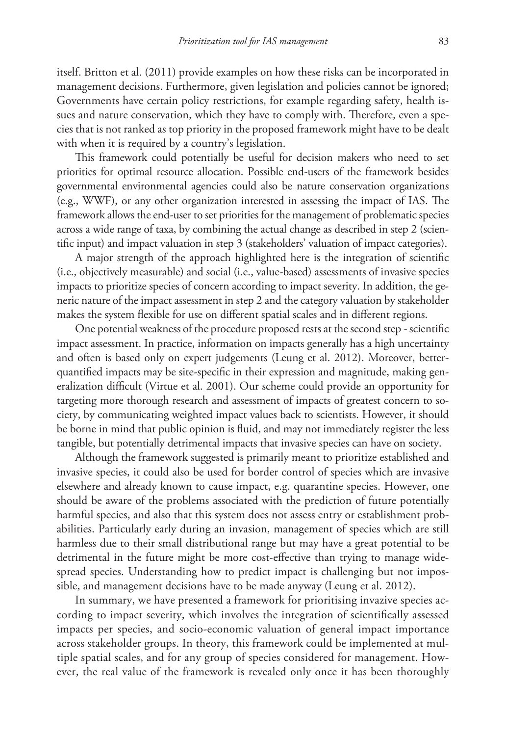itself. Britton et al. (2011) provide examples on how these risks can be incorporated in management decisions. Furthermore, given legislation and policies cannot be ignored; Governments have certain policy restrictions, for example regarding safety, health issues and nature conservation, which they have to comply with. Therefore, even a species that is not ranked as top priority in the proposed framework might have to be dealt with when it is required by a country's legislation.

This framework could potentially be useful for decision makers who need to set priorities for optimal resource allocation. Possible end-users of the framework besides governmental environmental agencies could also be nature conservation organizations (e.g., WWF), or any other organization interested in assessing the impact of IAS. The framework allows the end-user to set priorities for the management of problematic species across a wide range of taxa, by combining the actual change as described in step 2 (scientific input) and impact valuation in step 3 (stakeholders' valuation of impact categories).

A major strength of the approach highlighted here is the integration of scientific (i.e., objectively measurable) and social (i.e., value-based) assessments of invasive species impacts to prioritize species of concern according to impact severity. In addition, the generic nature of the impact assessment in step 2 and the category valuation by stakeholder makes the system flexible for use on different spatial scales and in different regions.

One potential weakness of the procedure proposed rests at the second step - scientific impact assessment. In practice, information on impacts generally has a high uncertainty and often is based only on expert judgements (Leung et al. 2012). Moreover, better-quantified impacts may be site-specific in their expression and magnitude, making generalization difficult (Virtue et al. 2001). Our scheme could provide an opportunity for targeting more thorough research and assessment of impacts of greatest concern to society, by communicating weighted impact values back to scientists. However, it should be borne in mind that public opinion is fluid, and may not immediately register the less tangible, but potentially detrimental impacts that invasive species can have on society.

Although the framework suggested is primarily meant to prioritize established and invasive species, it could also be used for border control of species which are invasive elsewhere and already known to cause impact, e.g. quarantine species. However, one should be aware of the problems associated with the prediction of future potentially harmful species, and also that this system does not assess entry or establishment probabilities. Particularly early during an invasion, management of species which are still harmless due to their small distributional range but may have a great potential to be detrimental in the future might be more cost-effective than trying to manage widespread species. Understanding how to predict impact is challenging but not impossible, and management decisions have to be made anyway (Leung et al. 2012).

In summary, we have presented a framework for prioritising invazive species according to impact severity, which involves the integration of scientifically assessed impacts per species, and socio-economic valuation of general impact importance across stakeholder groups. In theory, this framework could be implemented at multiple spatial scales, and for any group of species considered for management. However, the real value of the framework is revealed only once it has been thoroughly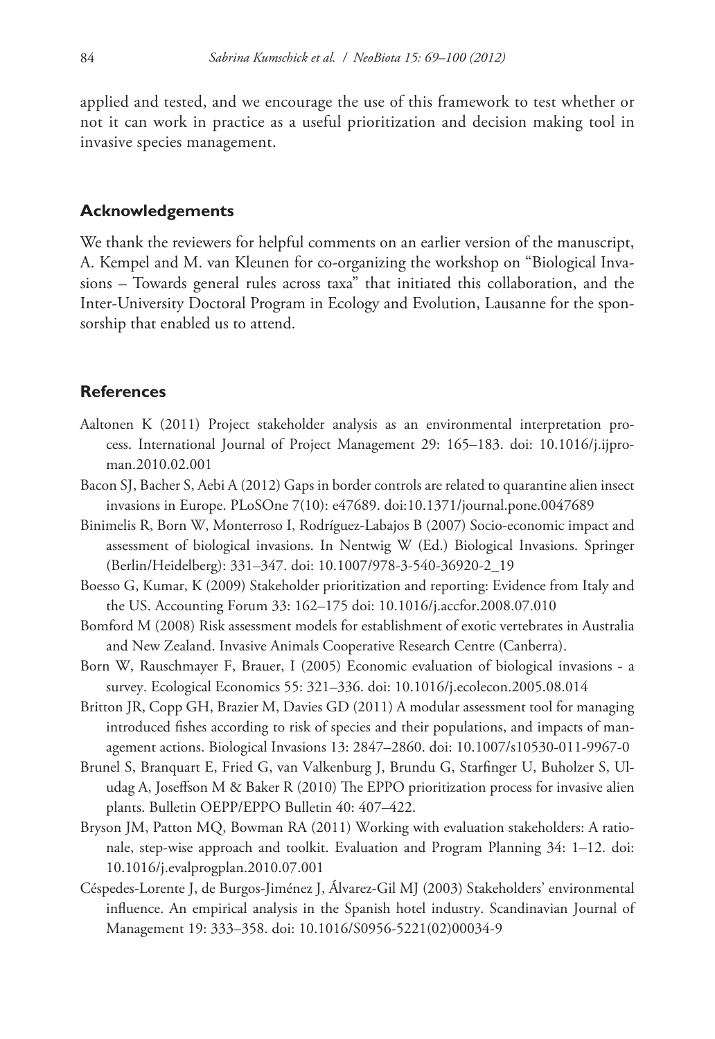applied and tested, and we encourage the use of this framework to test whether or not it can work in practice as a useful prioritization and decision making tool in invasive species management.

## Acknowledgements

We thank the reviewers for helpful comments on an earlier version of the manuscript, A. Kempel and M. van Kleunen for co-organizing the workshop on "Biological Invasions – Towards general rules across taxa" that initiated this collaboration, and the Inter-University Doctoral Program in Ecology and Evolution, Lausanne for the sponsorship that enabled us to attend.

## References

Aaltonen K (2011) Project stakeholder analysis as an environmental interpretation process. International Journal of Project Management 29: 165–183. doi: 10.1016/j.ijproman.2010.02.001

Bacon SJ, Bacher S, Aebi A (2012) Gaps in border controls are related to quarantine alien insect invasions in Europe. PLoSOne 7(10): e47689. doi:10.1371/journal.pone.0047689

Binimelis R, Born W, Monterroso I, Rodríguez-Labajos B (2007) Socio-economic impact and assessment of biological invasions. In Nentwig W (Ed.) Biological Invasions. Springer (Berlin/Heidelberg): 331–347. doi: 10.1007/978-3-540-36920-2_19

Boesso G, Kumar, K (2009) Stakeholder prioritization and reporting: Evidence from Italy and the US. Accounting Forum 33: 162–175 doi: 10.1016/j.accfor.2008.07.010

Bomford M (2008) Risk assessment models for establishment of exotic vertebrates in Australia and New Zealand. Invasive Animals Cooperative Research Centre (Canberra).

Born W, Rauschmayer F, Brauer, I (2005) Economic evaluation of biological invasions - a survey. Ecological Economics 55: 321–336. doi: 10.1016/j.ecolecon.2005.08.014

Britton JR, Copp GH, Brazier M, Davies GD (2011) A modular assessment tool for managing introduced fishes according to risk of species and their populations, and impacts of management actions. Biological Invasions 13: 2847–2860. doi: 10.1007/s10530-011-9967-0

Brunel S, Branquart E, Fried G, van Valkenburg J, Brundu G, Starfinger U, Buholzer S, Uludag A, Joseffson M & Baker R (2010) The EPPO prioritization process for invasive alien plants. Bulletin OEPP/EPPO Bulletin 40: 407–422.

Bryson JM, Patton MQ, Bowman RA (2011) Working with evaluation stakeholders: A rationale, step-wise approach and toolkit. Evaluation and Program Planning 34: 1–12. doi: 10.1016/j.evalprogplan.2010.07.001

Céspedes-Lorente J, de Burgos-Jiménez J, Álvarez-Gil MJ (2003) Stakeholders' environmental influence. An empirical analysis in the Spanish hotel industry. Scandinavian Journal of Management 19: 333–358. doi: 10.1016/S0956-5221(02)00034-9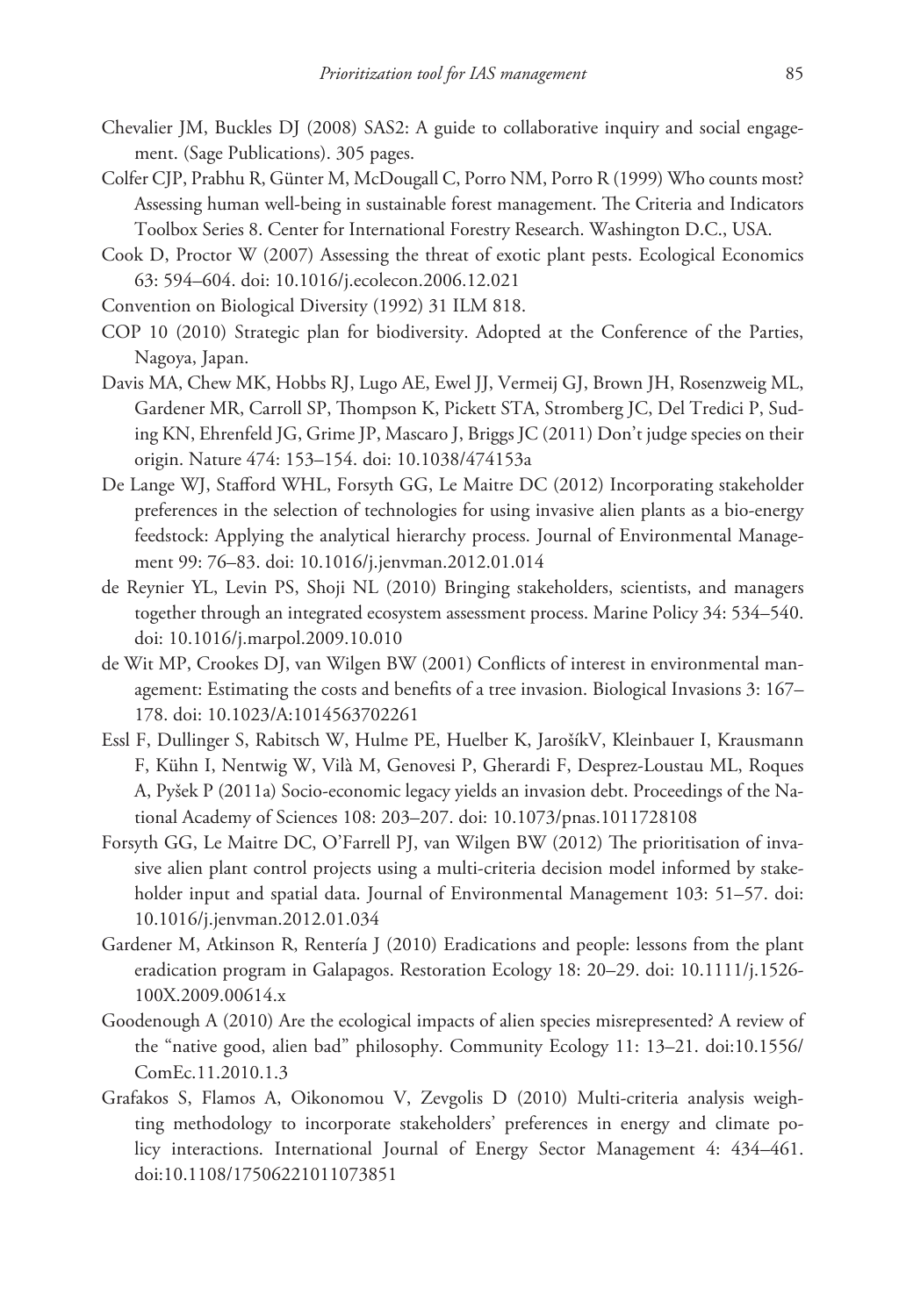Chevalier JM, Buckles DJ (2008) SAS2: A guide to collaborative inquiry and social engagement. (Sage Publications). 305 pages.

Colfer CJP, Prabhu R, Günter M, McDougall C, Porro NM, Porro R (1999) Who counts most? Assessing human well-being in sustainable forest management. The Criteria and Indicators Toolbox Series 8. Center for International Forestry Research. Washington D.C., USA.

Cook D, Proctor W (2007) Assessing the threat of exotic plant pests. Ecological Economics 63: 594–604. doi: 10.1016/j.ecolecon.2006.12.021

Convention on Biological Diversity (1992) 31 ILM 818.

COP 10 (2010) Strategic plan for biodiversity. Adopted at the Conference of the Parties, Nagoya, Japan.

Davis MA, Chew MK, Hobbs RJ, Lugo AE, Ewel JJ, Vermeij GJ, Brown JH, Rosenzweig ML, Gardener MR, Carroll SP, Thompson K, Pickett STA, Stromberg JC, Del Tredici P, Suding KN, Ehrenfeld JG, Grime JP, Mascaro J, Briggs JC (2011) Don't judge species on their origin. Nature 474: 153–154. doi: 10.1038/474153a

De Lange WJ, Stafford WHL, Forsyth GG, Le Maitre DC (2012) Incorporating stakeholder preferences in the selection of technologies for using invasive alien plants as a bio-energy feedstock: Applying the analytical hierarchy process. Journal of Environmental Management 99: 76–83. doi: 10.1016/j.jenvman.2012.01.014

de Reynier YL, Levin PS, Shoji NL (2010) Bringing stakeholders, scientists, and managers together through an integrated ecosystem assessment process. Marine Policy 34: 534–540. doi: 10.1016/j.marpol.2009.10.010

de Wit MP, Crookes DJ, van Wilgen BW (2001) Conflicts of interest in environmental management: Estimating the costs and benefits of a tree invasion. Biological Invasions 3: 167–178. doi: 10.1023/A:1014563702261

Essl F, Dullinger S, Rabitsch W, Hulme PE, Huelber K, JarošíkV, Kleinbauer I, Krausmann F, Kühn I, Nentwig W, Vilà M, Genovesi P, Gherardi F, Desprez-Loustau ML, Roques A, Pyšek P (2011a) Socio-economic legacy yields an invasion debt. Proceedings of the National Academy of Sciences 108: 203–207. doi: 10.1073/pnas.1011728108

Forsyth GG, Le Maitre DC, O'Farrell PJ, van Wilgen BW (2012) The prioritisation of invasive alien plant control projects using a multi-criteria decision model informed by stakeholder input and spatial data. Journal of Environmental Management 103: 51–57. doi: 10.1016/j.jenvman.2012.01.034

Gardener M, Atkinson R, Rentería J (2010) Eradications and people: lessons from the plant eradication program in Galapagos. Restoration Ecology 18: 20–29. doi: 10.1111/j.1526-100X.2009.00614.x

Goodenough A (2010) Are the ecological impacts of alien species misrepresented? A review of the "native good, alien bad" philosophy. Community Ecology 11: 13–21. doi:10.1556/ComEc.11.2010.1.3

Grafakos S, Flamos A, Oikonomou V, Zevgolis D (2010) Multi-criteria analysis weighting methodology to incorporate stakeholders' preferences in energy and climate policy interactions. International Journal of Energy Sector Management 4: 434–461. doi:10.1108/17506221011073851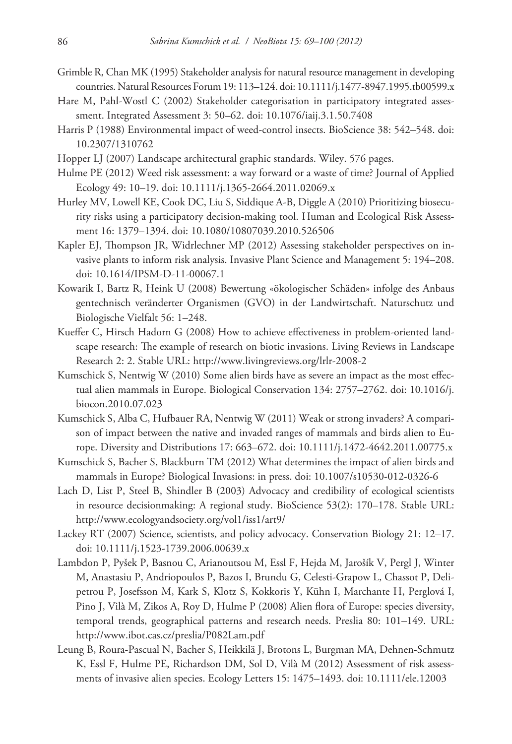Grimble R, Chan MK (1995) Stakeholder analysis for natural resource management in developing countries. Natural Resources Forum 19: 113–124. doi: 10.1111/j.1477-8947.1995.tb00599.x

Hare M, Pahl-Wostl C (2002) Stakeholder categorisation in participatory integrated assessment. Integrated Assessment 3: 50–62. doi: 10.1076/iaij.3.1.50.7408

Harris P (1988) Environmental impact of weed-control insects. BioScience 38: 542–548. doi: 10.2307/1310762

Hopper LJ (2007) Landscape architectural graphic standards. Wiley. 576 pages.

Hulme PE (2012) Weed risk assessment: a way forward or a waste of time? Journal of Applied Ecology 49: 10–19. doi: 10.1111/j.1365-2664.2011.02069.x

Hurley MV, Lowell KE, Cook DC, Liu S, Siddique A-B, Diggle A (2010) Prioritizing biosecurity risks using a participatory decision-making tool. Human and Ecological Risk Assessment 16: 1379–1394. doi: 10.1080/10807039.2010.526506

Kapler EJ, Thompson JR, Widrlechner MP (2012) Assessing stakeholder perspectives on invasive plants to inform risk analysis. Invasive Plant Science and Management 5: 194–208. doi: 10.1614/IPSM-D-11-00067.1

Kowarik I, Bartz R, Heink U (2008) Bewertung «ökologischer Schäden» infolge des Anbaus gentechnisch veränderter Organismen (GVO) in der Landwirtschaft. Naturschutz und Biologische Vielfalt 56: 1–248.

Kueffer C, Hirsch Hadorn G (2008) How to achieve effectiveness in problem-oriented landscape research: The example of research on biotic invasions. Living Reviews in Landscape Research 2: 2. Stable URL: http://www.livingreviews.org/lrlr-2008-2

Kumschick S, Nentwig W (2010) Some alien birds have as severe an impact as the most effectual alien mammals in Europe. Biological Conservation 134: 2757–2762. doi: 10.1016/j.biocon.2010.07.023

Kumschick S, Alba C, Hufbauer RA, Nentwig W (2011) Weak or strong invaders? A comparison of impact between the native and invaded ranges of mammals and birds alien to Europe. Diversity and Distributions 17: 663–672. doi: 10.1111/j.1472-4642.2011.00775.x

Kumschick S, Bacher S, Blackburn TM (2012) What determines the impact of alien birds and mammals in Europe? Biological Invasions: in press. doi: 10.1007/s10530-012-0326-6

Lach D, List P, Steel B, Shindler B (2003) Advocacy and credibility of ecological scientists in resource decisionmaking: A regional study. BioScience 53(2): 170–178. Stable URL: http://www.ecologyandsociety.org/vol1/iss1/art9/

Lackey RT (2007) Science, scientists, and policy advocacy. Conservation Biology 21: 12–17. doi: 10.1111/j.1523-1739.2006.00639.x

Lambdon P, Pyšek P, Basnou C, Arianoutsou M, Essl F, Hejda M, Jarošík V, Pergl J, Winter M, Anastasiu P, Andriopoulos P, Bazos I, Brundu G, Celesti-Grapow L, Chassot P, Delipetrou P, Josefsson M, Kark S, Klotz S, Kokkoris Y, Kühn I, Marchante H, Perglová I, Pino J, Vilà M, Zikos A, Roy D, Hulme P (2008) Alien flora of Europe: species diversity, temporal trends, geographical patterns and research needs. Preslia 80: 101–149. URL: http://www.ibot.cas.cz/preslia/P082Lam.pdf

Leung B, Roura-Pascual N, Bacher S, Heikkilä J, Brotons L, Burgman MA, Dehnen-Schmutz K, Essl F, Hulme PE, Richardson DM, Sol D, Vilà M (2012) Assessment of risk assessments of invasive alien species. Ecology Letters 15: 1475–1493. doi: 10.1111/ele.12003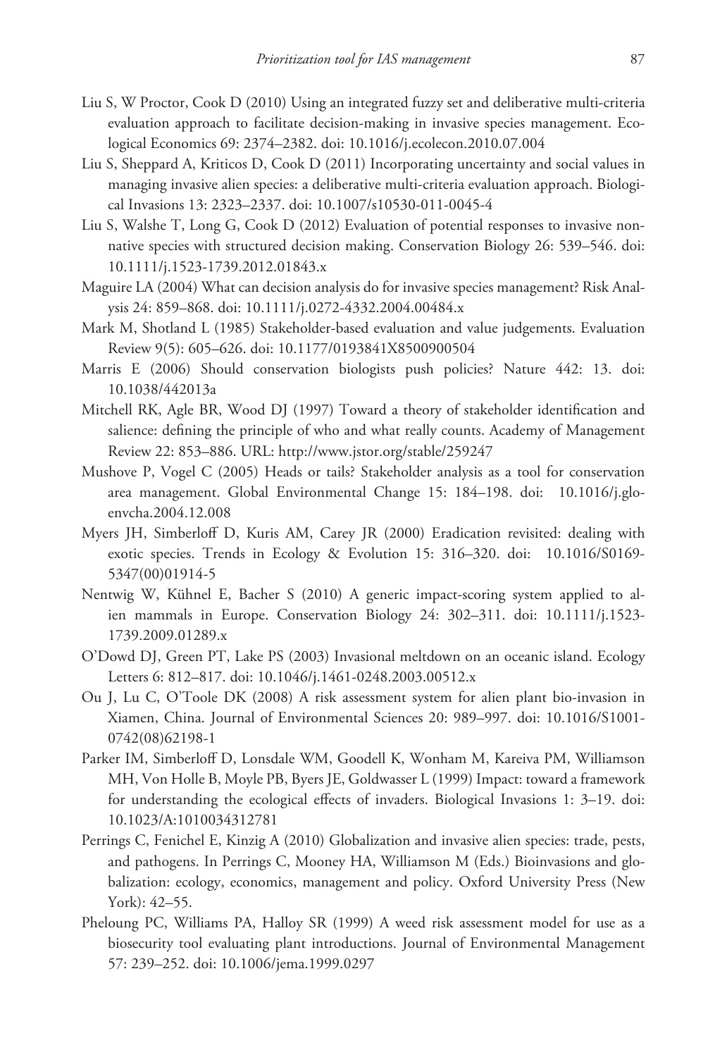Liu S, W Proctor, Cook D (2010) Using an integrated fuzzy set and deliberative multi-criteria evaluation approach to facilitate decision-making in invasive species management. Ecological Economics 69: 2374–2382. doi: 10.1016/j.ecolecon.2010.07.004

Liu S, Sheppard A, Kriticos D, Cook D (2011) Incorporating uncertainty and social values in managing invasive alien species: a deliberative multi-criteria evaluation approach. Biological Invasions 13: 2323–2337. doi: 10.1007/s10530-011-0045-4

Liu S, Walshe T, Long G, Cook D (2012) Evaluation of potential responses to invasive non-native species with structured decision making. Conservation Biology 26: 539–546. doi: 10.1111/j.1523-1739.2012.01843.x

Maguire LA (2004) What can decision analysis do for invasive species management? Risk Analysis 24: 859–868. doi: 10.1111/j.0272-4332.2004.00484.x

Mark M, Shotland L (1985) Stakeholder-based evaluation and value judgements. Evaluation Review 9(5): 605–626. doi: 10.1177/0193841X8500900504

Marris E (2006) Should conservation biologists push policies? Nature 442: 13. doi: 10.1038/442013a

Mitchell RK, Agle BR, Wood DJ (1997) Toward a theory of stakeholder identification and salience: defining the principle of who and what really counts. Academy of Management Review 22: 853–886. URL: http://www.jstor.org/stable/259247

Mushove P, Vogel C (2005) Heads or tails? Stakeholder analysis as a tool for conservation area management. Global Environmental Change 15: 184–198. doi: 10.1016/j.gloenvcha.2004.12.008

Myers JH, Simberloff D, Kuris AM, Carey JR (2000) Eradication revisited: dealing with exotic species. Trends in Ecology & Evolution 15: 316–320. doi: 10.1016/S0169-5347(00)01914-5

Nentwig W, Kühnel E, Bacher S (2010) A generic impact-scoring system applied to alien mammals in Europe. Conservation Biology 24: 302–311. doi: 10.1111/j.1523-1739.2009.01289.x

O'Dowd DJ, Green PT, Lake PS (2003) Invasional meltdown on an oceanic island. Ecology Letters 6: 812–817. doi: 10.1046/j.1461-0248.2003.00512.x

Ou J, Lu C, O'Toole DK (2008) A risk assessment system for alien plant bio-invasion in Xiamen, China. Journal of Environmental Sciences 20: 989–997. doi: 10.1016/S1001-0742(08)62198-1

Parker IM, Simberloff D, Lonsdale WM, Goodell K, Wonham M, Kareiva PM, Williamson MH, Von Holle B, Moyle PB, Byers JE, Goldwasser L (1999) Impact: toward a framework for understanding the ecological effects of invaders. Biological Invasions 1: 3–19. doi: 10.1023/A:1010034312781

Perrings C, Fenichel E, Kinzig A (2010) Globalization and invasive alien species: trade, pests, and pathogens. In Perrings C, Mooney HA, Williamson M (Eds.) Bioinvasions and globalization: ecology, economics, management and policy. Oxford University Press (New York): 42–55.

Pheloung PC, Williams PA, Halloy SR (1999) A weed risk assessment model for use as a biosecurity tool evaluating plant introductions. Journal of Environmental Management 57: 239–252. doi: 10.1006/jema.1999.0297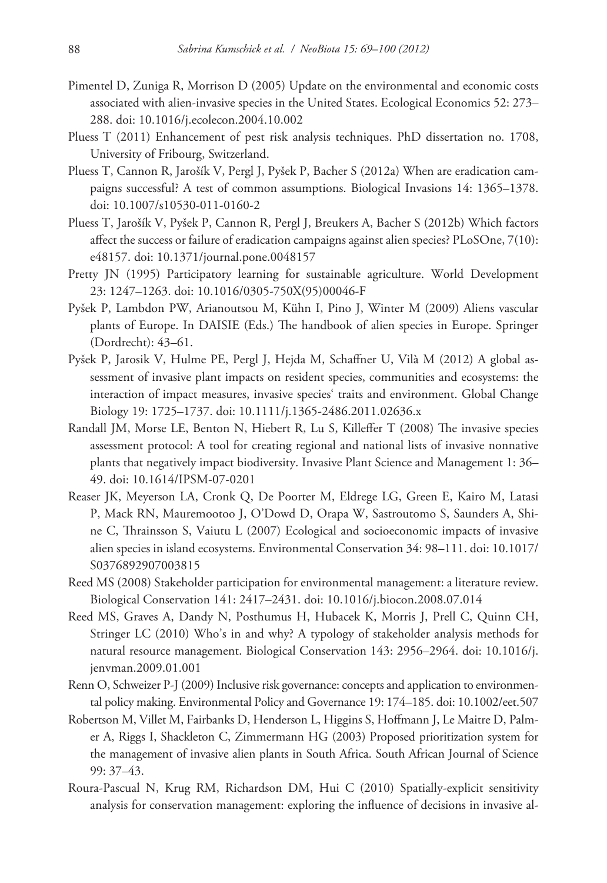Pimentel D, Zuniga R, Morrison D (2005) Update on the environmental and economic costs associated with alien-invasive species in the United States. Ecological Economics 52: 273–288. doi: 10.1016/j.ecolecon.2004.10.002

Pluess T (2011) Enhancement of pest risk analysis techniques. PhD dissertation no. 1708, University of Fribourg, Switzerland.

Pluess T, Cannon R, Jarošík V, Pergl J, Pyšek P, Bacher S (2012a) When are eradication campaigns successful? A test of common assumptions. Biological Invasions 14: 1365–1378. doi: 10.1007/s10530-011-0160-2

Pluess T, Jarošík V, Pyšek P, Cannon R, Pergl J, Breukers A, Bacher S (2012b) Which factors affect the success or failure of eradication campaigns against alien species? PLoSOne, 7(10): e48157. doi: 10.1371/journal.pone.0048157

Pretty JN (1995) Participatory learning for sustainable agriculture. World Development 23: 1247–1263. doi: 10.1016/0305-750X(95)00046-F

Pyšek P, Lambdon PW, Arianoutsou M, Kühn I, Pino J, Winter M (2009) Aliens vascular plants of Europe. In DAISIE (Eds.) The handbook of alien species in Europe. Springer (Dordrecht): 43–61.

Pyšek P, Jarosik V, Hulme PE, Pergl J, Hejda M, Schaffner U, Vilà M (2012) A global assessment of invasive plant impacts on resident species, communities and ecosystems: the interaction of impact measures, invasive species' traits and environment. Global Change Biology 19: 1725–1737. doi: 10.1111/j.1365-2486.2011.02636.x

Randall JM, Morse LE, Benton N, Hiebert R, Lu S, Killeffer T (2008) The invasive species assessment protocol: A tool for creating regional and national lists of invasive nonnative plants that negatively impact biodiversity. Invasive Plant Science and Management 1: 36–49. doi: 10.1614/IPSM-07-0201

Reaser JK, Meyerson LA, Cronk Q, De Poorter M, Eldrege LG, Green E, Kairo M, Latasi P, Mack RN, Mauremootoo J, O'Dowd D, Orapa W, Sastroutomo S, Saunders A, Shine C, Thrainsson S, Vaiutu L (2007) Ecological and socioeconomic impacts of invasive alien species in island ecosystems. Environmental Conservation 34: 98–111. doi: 10.1017/S0376892907003815

Reed MS (2008) Stakeholder participation for environmental management: a literature review. Biological Conservation 141: 2417–2431. doi: 10.1016/j.biocon.2008.07.014

Reed MS, Graves A, Dandy N, Posthumus H, Hubacek K, Morris J, Prell C, Quinn CH, Stringer LC (2010) Who's in and why? A typology of stakeholder analysis methods for natural resource management. Biological Conservation 143: 2956–2964. doi: 10.1016/j.jenvman.2009.01.001

Renn O, Schweizer P-J (2009) Inclusive risk governance: concepts and application to environmental policy making. Environmental Policy and Governance 19: 174–185. doi: 10.1002/eet.507

Robertson M, Villet M, Fairbanks D, Henderson L, Higgins S, Hoffmann J, Le Maitre D, Palmer A, Riggs I, Shackleton C, Zimmermann HG (2003) Proposed prioritization system for the management of invasive alien plants in South Africa. South African Journal of Science 99: 37–43.

Roura-Pascual N, Krug RM, Richardson DM, Hui C (2010) Spatially-explicit sensitivity analysis for conservation management: exploring the influence of decisions in invasive al-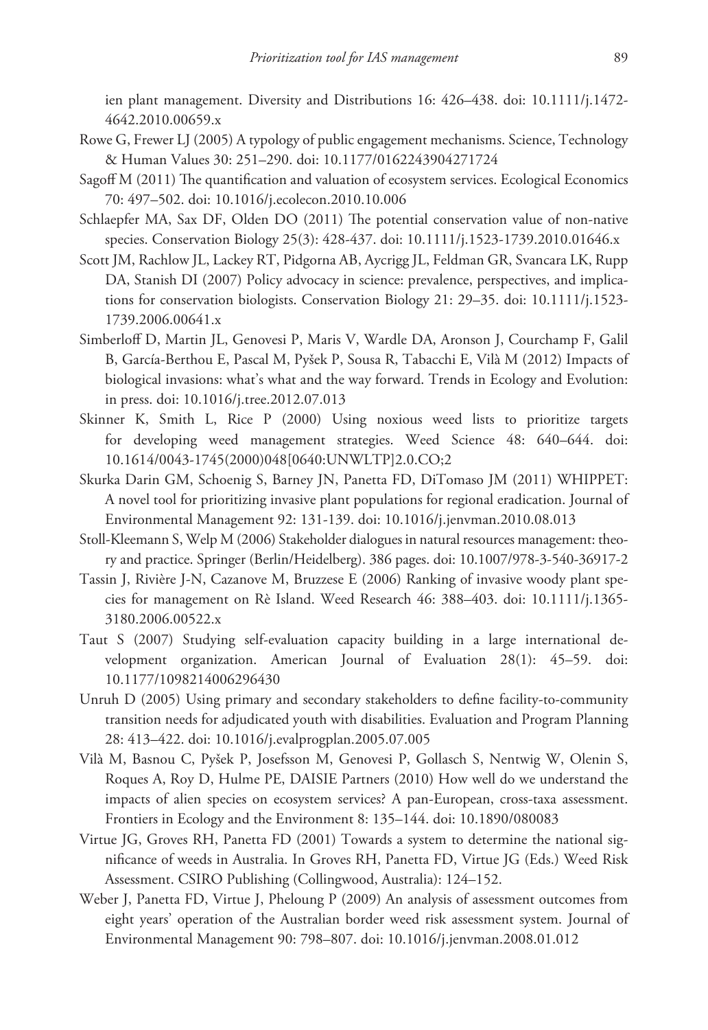ien plant management. Diversity and Distributions 16: 426–438. doi: 10.1111/j.1472-4642.2010.00659.x

Rowe G, Frewer LJ (2005) A typology of public engagement mechanisms. Science, Technology & Human Values 30: 251–290. doi: 10.1177/0162243904271724

Sagoff M (2011) The quantification and valuation of ecosystem services. Ecological Economics 70: 497–502. doi: 10.1016/j.ecolecon.2010.10.006

Schlaepfer MA, Sax DF, Olden DO (2011) The potential conservation value of non-native species. Conservation Biology 25(3): 428-437. doi: 10.1111/j.1523-1739.2010.01646.x

Scott JM, Rachlow JL, Lackey RT, Pidgorna AB, Aycrigg JL, Feldman GR, Svancara LK, Rupp DA, Stanish DI (2007) Policy advocacy in science: prevalence, perspectives, and implications for conservation biologists. Conservation Biology 21: 29–35. doi: 10.1111/j.1523-1739.2006.00641.x

Simberloff D, Martin JL, Genovesi P, Maris V, Wardle DA, Aronson J, Courchamp F, Galil B, García-Berthou E, Pascal M, Pyšek P, Sousa R, Tabacchi E, Vilà M (2012) Impacts of biological invasions: what's what and the way forward. Trends in Ecology and Evolution: in press. doi: 10.1016/j.tree.2012.07.013

Skinner K, Smith L, Rice P (2000) Using noxious weed lists to prioritize targets for developing weed management strategies. Weed Science 48: 640–644. doi: 10.1614/0043-1745(2000)048[0640:UNWLTP]2.0.CO;2

Skurka Darin GM, Schoenig S, Barney JN, Panetta FD, DiTomaso JM (2011) WHIPPET: A novel tool for prioritizing invasive plant populations for regional eradication. Journal of Environmental Management 92: 131-139. doi: 10.1016/j.jenvman.2010.08.013

Stoll-Kleemann S, Welp M (2006) Stakeholder dialogues in natural resources management: theory and practice. Springer (Berlin/Heidelberg). 386 pages. doi: 10.1007/978-3-540-36917-2

Tassin J, Rivière J-N, Cazanove M, Bruzzese E (2006) Ranking of invasive woody plant species for management on Rè Island. Weed Research 46: 388–403. doi: 10.1111/j.1365-3180.2006.00522.x

Taut S (2007) Studying self-evaluation capacity building in a large international development organization. American Journal of Evaluation 28(1): 45–59. doi: 10.1177/1098214006296430

Unruh D (2005) Using primary and secondary stakeholders to define facility-to-community transition needs for adjudicated youth with disabilities. Evaluation and Program Planning 28: 413–422. doi: 10.1016/j.evalprogplan.2005.07.005

Vilà M, Basnou C, Pyšek P, Josefsson M, Genovesi P, Gollasch S, Nentwig W, Olenin S, Roques A, Roy D, Hulme PE, DAISIE Partners (2010) How well do we understand the impacts of alien species on ecosystem services? A pan-European, cross-taxa assessment. Frontiers in Ecology and the Environment 8: 135–144. doi: 10.1890/080083

Virtue JG, Groves RH, Panetta FD (2001) Towards a system to determine the national significance of weeds in Australia. In Groves RH, Panetta FD, Virtue JG (Eds.) Weed Risk Assessment. CSIRO Publishing (Collingwood, Australia): 124–152.

Weber J, Panetta FD, Virtue J, Pheloung P (2009) An analysis of assessment outcomes from eight years' operation of the Australian border weed risk assessment system. Journal of Environmental Management 90: 798–807. doi: 10.1016/j.jenvman.2008.01.012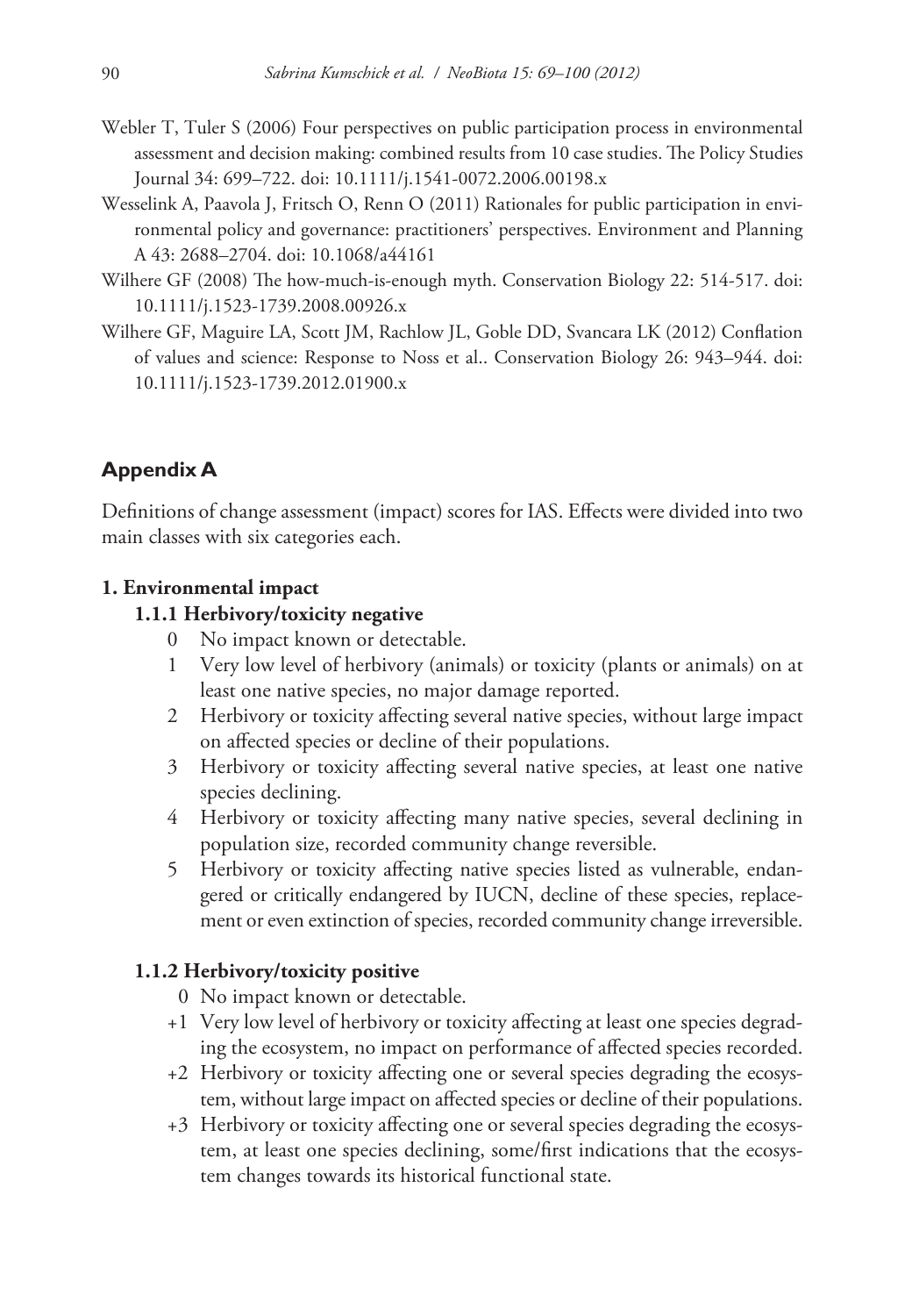Webler T, Tuler S (2006) Four perspectives on public participation process in environmental assessment and decision making: combined results from 10 case studies. The Policy Studies Journal 34: 699–722. doi: 10.1111/j.1541-0072.2006.00198.x

Wesselink A, Paavola J, Fritsch O, Renn O (2011) Rationales for public participation in environmental policy and governance: practitioners' perspectives. Environment and Planning A 43: 2688–2704. doi: 10.1068/a44161

Wilhere GF (2008) The how-much-is-enough myth. Conservation Biology 22: 514-517. doi: 10.1111/j.1523-1739.2008.00926.x

Wilhere GF, Maguire LA, Scott JM, Rachlow JL, Goble DD, Svancara LK (2012) Conflation of values and science: Response to Noss et al.. Conservation Biology 26: 943–944. doi: 10.1111/j.1523-1739.2012.01900.x

## Appendix A

Definitions of change assessment (impact) scores for IAS. Effects were divided into two main classes with six categories each.

### 1. Environmental impact

#### 1.1.1 Herbivory/toxicity negative

- 0 No impact known or detectable.
- 1 Very low level of herbivory (animals) or toxicity (plants or animals) on at least one native species, no major damage reported.
- 2 Herbivory or toxicity affecting several native species, without large impact on affected species or decline of their populations.
- 3 Herbivory or toxicity affecting several native species, at least one native species declining.
- 4 Herbivory or toxicity affecting many native species, several declining in population size, recorded community change reversible.
- 5 Herbivory or toxicity affecting native species listed as vulnerable, endangered or critically endangered by IUCN, decline of these species, replacement or even extinction of species, recorded community change irreversible.

#### 1.1.2 Herbivory/toxicity positive

- 0 No impact known or detectable.
- +1 Very low level of herbivory or toxicity affecting at least one species degrading the ecosystem, no impact on performance of affected species recorded.
- +2 Herbivory or toxicity affecting one or several species degrading the ecosystem, without large impact on affected species or decline of their populations.
- +3 Herbivory or toxicity affecting one or several species degrading the ecosystem, at least one species declining, some/first indications that the ecosystem changes towards its historical functional state.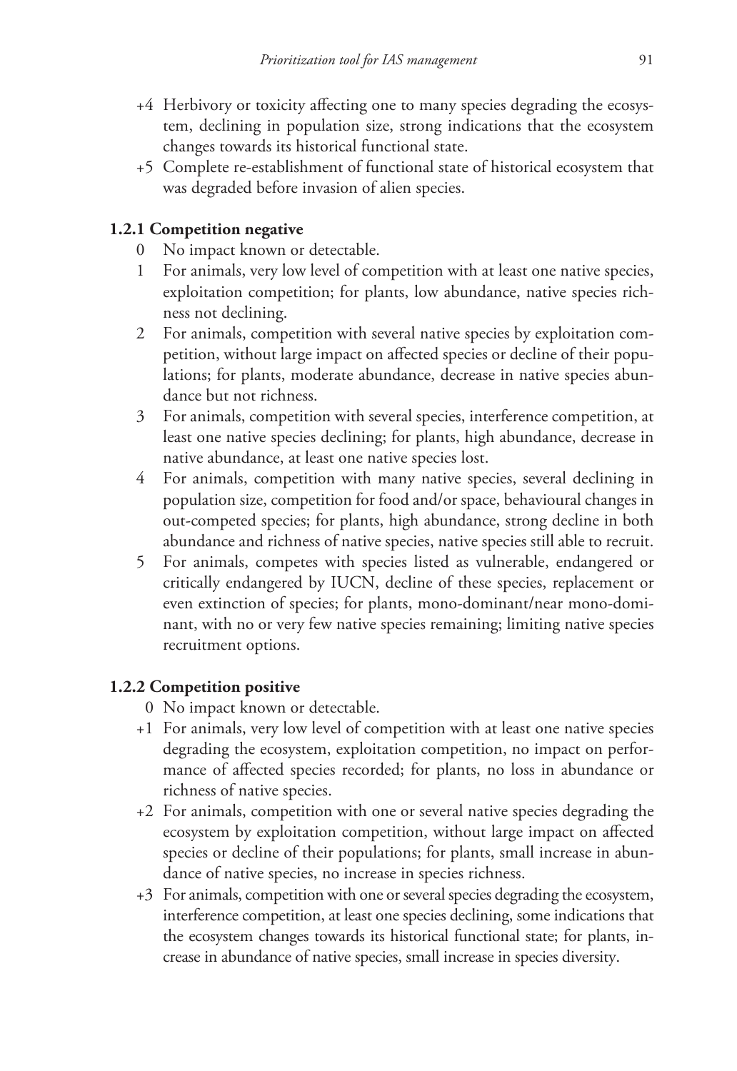+4 Herbivory or toxicity affecting one to many species degrading the ecosystem, declining in population size, strong indications that the ecosystem changes towards its historical functional state.

+5 Complete re-establishment of functional state of historical ecosystem that was degraded before invasion of alien species.

### 1.2.1 Competition negative

0 No impact known or detectable.

1 For animals, very low level of competition with at least one native species, exploitation competition; for plants, low abundance, native species richness not declining.

2 For animals, competition with several native species by exploitation competition, without large impact on affected species or decline of their populations; for plants, moderate abundance, decrease in native species abundance but not richness.

3 For animals, competition with several species, interference competition, at least one native species declining; for plants, high abundance, decrease in native abundance, at least one native species lost.

4 For animals, competition with many native species, several declining in population size, competition for food and/or space, behavioural changes in out-competed species; for plants, high abundance, strong decline in both abundance and richness of native species, native species still able to recruit.

5 For animals, competes with species listed as vulnerable, endangered or critically endangered by IUCN, decline of these species, replacement or even extinction of species; for plants, mono-dominant/near mono-dominant, with no or very few native species remaining; limiting native species recruitment options.

### 1.2.2 Competition positive

0 No impact known or detectable.

+1 For animals, very low level of competition with at least one native species degrading the ecosystem, exploitation competition, no impact on performance of affected species recorded; for plants, no loss in abundance or richness of native species.

+2 For animals, competition with one or several native species degrading the ecosystem by exploitation competition, without large impact on affected species or decline of their populations; for plants, small increase in abundance of native species, no increase in species richness.

+3 For animals, competition with one or several species degrading the ecosystem, interference competition, at least one species declining, some indications that the ecosystem changes towards its historical functional state; for plants, increase in abundance of native species, small increase in species diversity.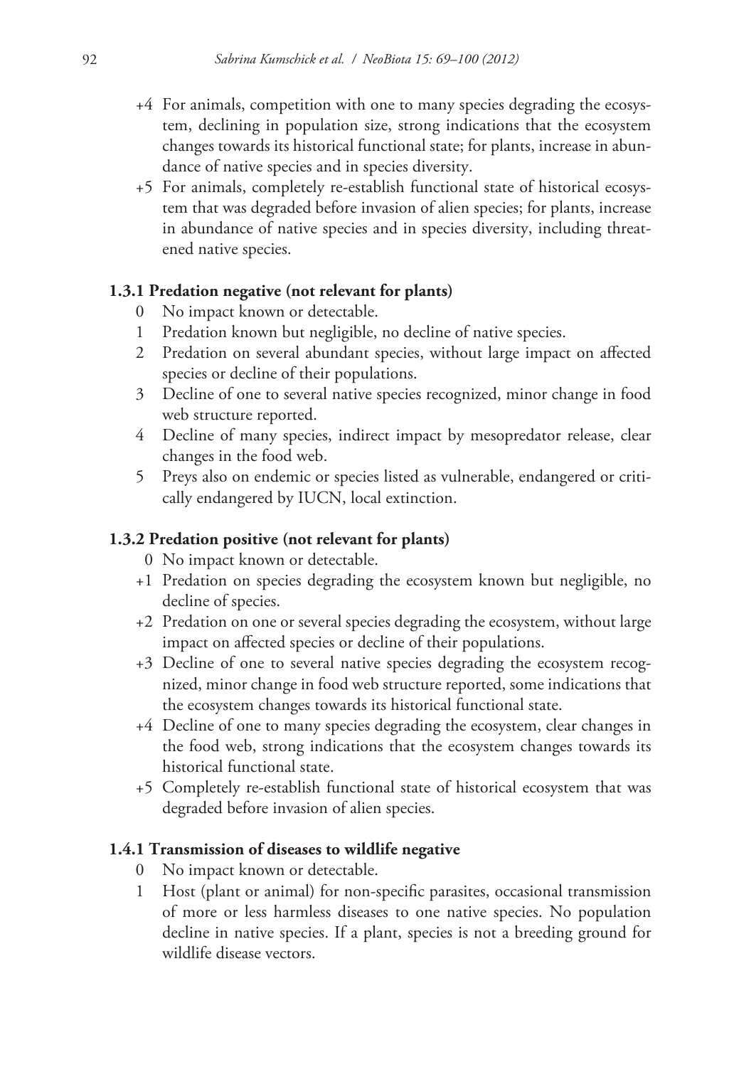+4 For animals, competition with one to many species degrading the ecosystem, declining in population size, strong indications that the ecosystem changes towards its historical functional state; for plants, increase in abundance of native species and in species diversity.

+5 For animals, completely re-establish functional state of historical ecosystem that was degraded before invasion of alien species; for plants, increase in abundance of native species and in species diversity, including threatened native species.

**1.3.1 Predation negative (not relevant for plants)**

0 No impact known or detectable.

1 Predation known but negligible, no decline of native species.

2 Predation on several abundant species, without large impact on affected species or decline of their populations.

3 Decline of one to several native species recognized, minor change in food web structure reported.

4 Decline of many species, indirect impact by mesopredator release, clear changes in the food web.

5 Preys also on endemic or species listed as vulnerable, endangered or critically endangered by IUCN, local extinction.

**1.3.2 Predation positive (not relevant for plants)**

0 No impact known or detectable.

+1 Predation on species degrading the ecosystem known but negligible, no decline of species.

+2 Predation on one or several species degrading the ecosystem, without large impact on affected species or decline of their populations.

+3 Decline of one to several native species degrading the ecosystem recognized, minor change in food web structure reported, some indications that the ecosystem changes towards its historical functional state.

+4 Decline of one to many species degrading the ecosystem, clear changes in the food web, strong indications that the ecosystem changes towards its historical functional state.

+5 Completely re-establish functional state of historical ecosystem that was degraded before invasion of alien species.

**1.4.1 Transmission of diseases to wildlife negative**

0 No impact known or detectable.

1 Host (plant or animal) for non-specific parasites, occasional transmission of more or less harmless diseases to one native species. No population decline in native species. If a plant, species is not a breeding ground for wildlife disease vectors.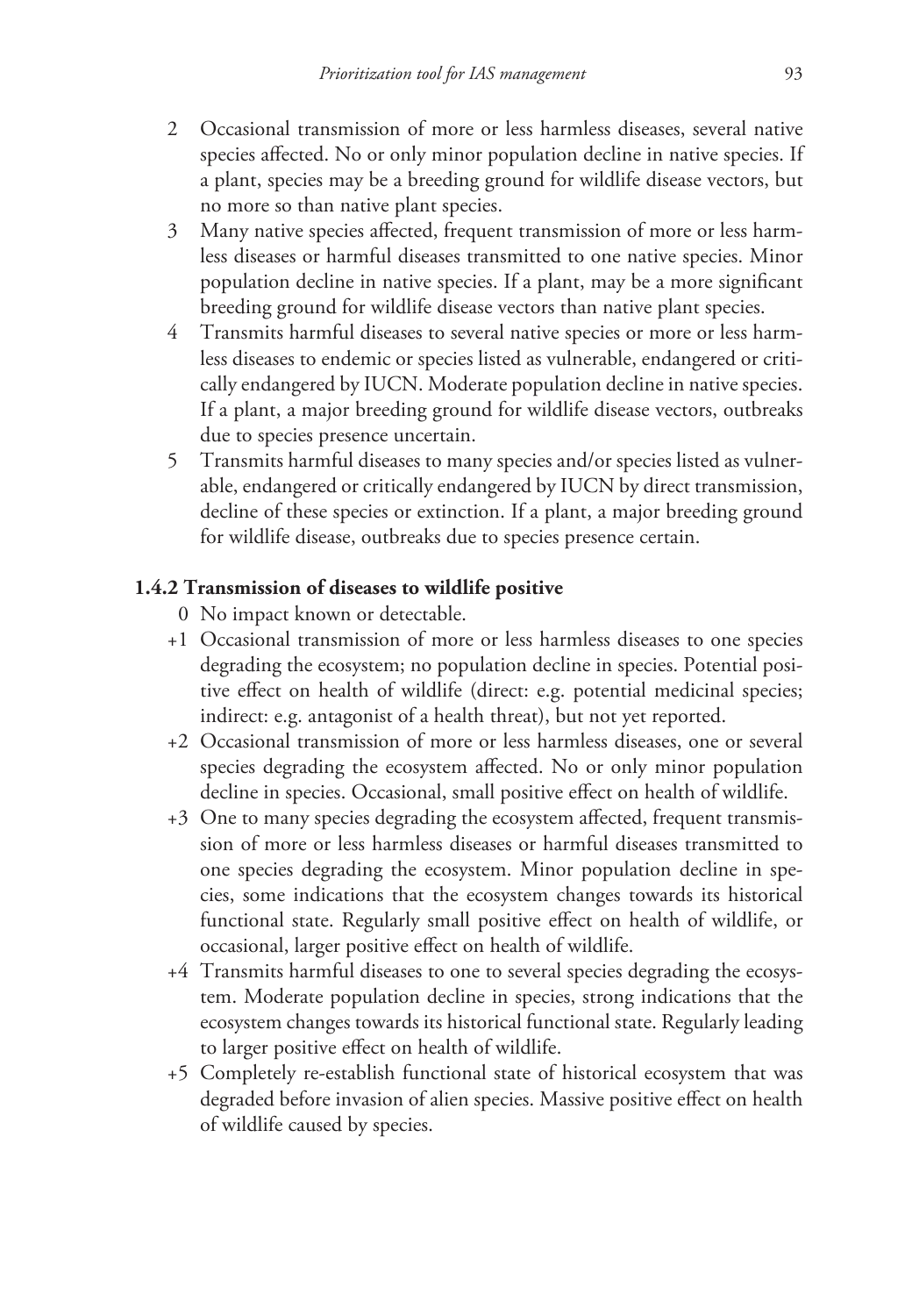2 Occasional transmission of more or less harmless diseases, several native species affected. No or only minor population decline in native species. If a plant, species may be a breeding ground for wildlife disease vectors, but no more so than native plant species.

3 Many native species affected, frequent transmission of more or less harmless diseases or harmful diseases transmitted to one native species. Minor population decline in native species. If a plant, may be a more significant breeding ground for wildlife disease vectors than native plant species.

4 Transmits harmful diseases to several native species or more or less harmless diseases to endemic or species listed as vulnerable, endangered or critically endangered by IUCN. Moderate population decline in native species. If a plant, a major breeding ground for wildlife disease vectors, outbreaks due to species presence uncertain.

5 Transmits harmful diseases to many species and/or species listed as vulnerable, endangered or critically endangered by IUCN by direct transmission, decline of these species or extinction. If a plant, a major breeding ground for wildlife disease, outbreaks due to species presence certain.

### 1.4.2 Transmission of diseases to wildlife positive

0 No impact known or detectable.

+1 Occasional transmission of more or less harmless diseases to one species degrading the ecosystem; no population decline in species. Potential positive effect on health of wildlife (direct: e.g. potential medicinal species; indirect: e.g. antagonist of a health threat), but not yet reported.

+2 Occasional transmission of more or less harmless diseases, one or several species degrading the ecosystem affected. No or only minor population decline in species. Occasional, small positive effect on health of wildlife.

+3 One to many species degrading the ecosystem affected, frequent transmission of more or less harmless diseases or harmful diseases transmitted to one species degrading the ecosystem. Minor population decline in species, some indications that the ecosystem changes towards its historical functional state. Regularly small positive effect on health of wildlife, or occasional, larger positive effect on health of wildlife.

+4 Transmits harmful diseases to one to several species degrading the ecosystem. Moderate population decline in species, strong indications that the ecosystem changes towards its historical functional state. Regularly leading to larger positive effect on health of wildlife.

+5 Completely re-establish functional state of historical ecosystem that was degraded before invasion of alien species. Massive positive effect on health of wildlife caused by species.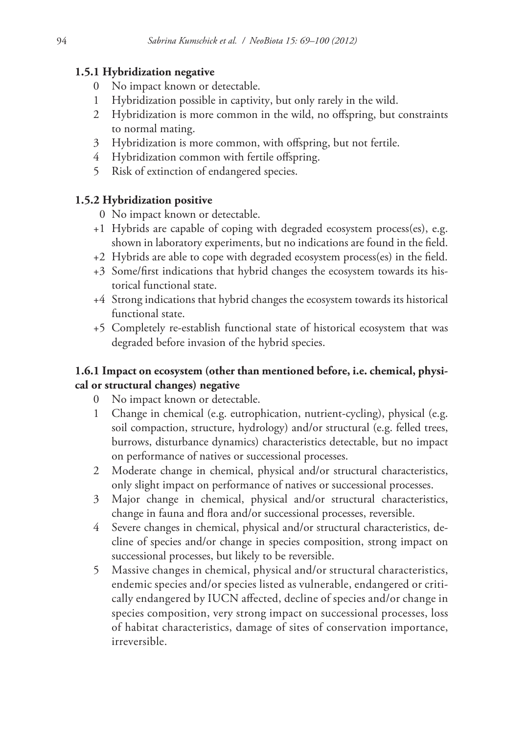#### 1.5.1 Hybridization negative

0 No impact known or detectable.
1 Hybridization possible in captivity, but only rarely in the wild.
2 Hybridization is more common in the wild, no offspring, but constraints to normal mating.
3 Hybridization is more common, with offspring, but not fertile.
4 Hybridization common with fertile offspring.
5 Risk of extinction of endangered species.

#### 1.5.2 Hybridization positive

0 No impact known or detectable.
+1 Hybrids are capable of coping with degraded ecosystem process(es), e.g. shown in laboratory experiments, but no indications are found in the field.
+2 Hybrids are able to cope with degraded ecosystem process(es) in the field.
+3 Some/first indications that hybrid changes the ecosystem towards its historical functional state.
+4 Strong indications that hybrid changes the ecosystem towards its historical functional state.
+5 Completely re-establish functional state of historical ecosystem that was degraded before invasion of the hybrid species.

#### 1.6.1 Impact on ecosystem (other than mentioned before, i.e. chemical, physical or structural changes) negative

0 No impact known or detectable.
1 Change in chemical (e.g. eutrophication, nutrient-cycling), physical (e.g. soil compaction, structure, hydrology) and/or structural (e.g. felled trees, burrows, disturbance dynamics) characteristics detectable, but no impact on performance of natives or successional processes.
2 Moderate change in chemical, physical and/or structural characteristics, only slight impact on performance of natives or successional processes.
3 Major change in chemical, physical and/or structural characteristics, change in fauna and flora and/or successional processes, reversible.
4 Severe changes in chemical, physical and/or structural characteristics, decline of species and/or change in species composition, strong impact on successional processes, but likely to be reversible.
5 Massive changes in chemical, physical and/or structural characteristics, endemic species and/or species listed as vulnerable, endangered or critically endangered by IUCN affected, decline of species and/or change in species composition, very strong impact on successional processes, loss of habitat characteristics, damage of sites of conservation importance, irreversible.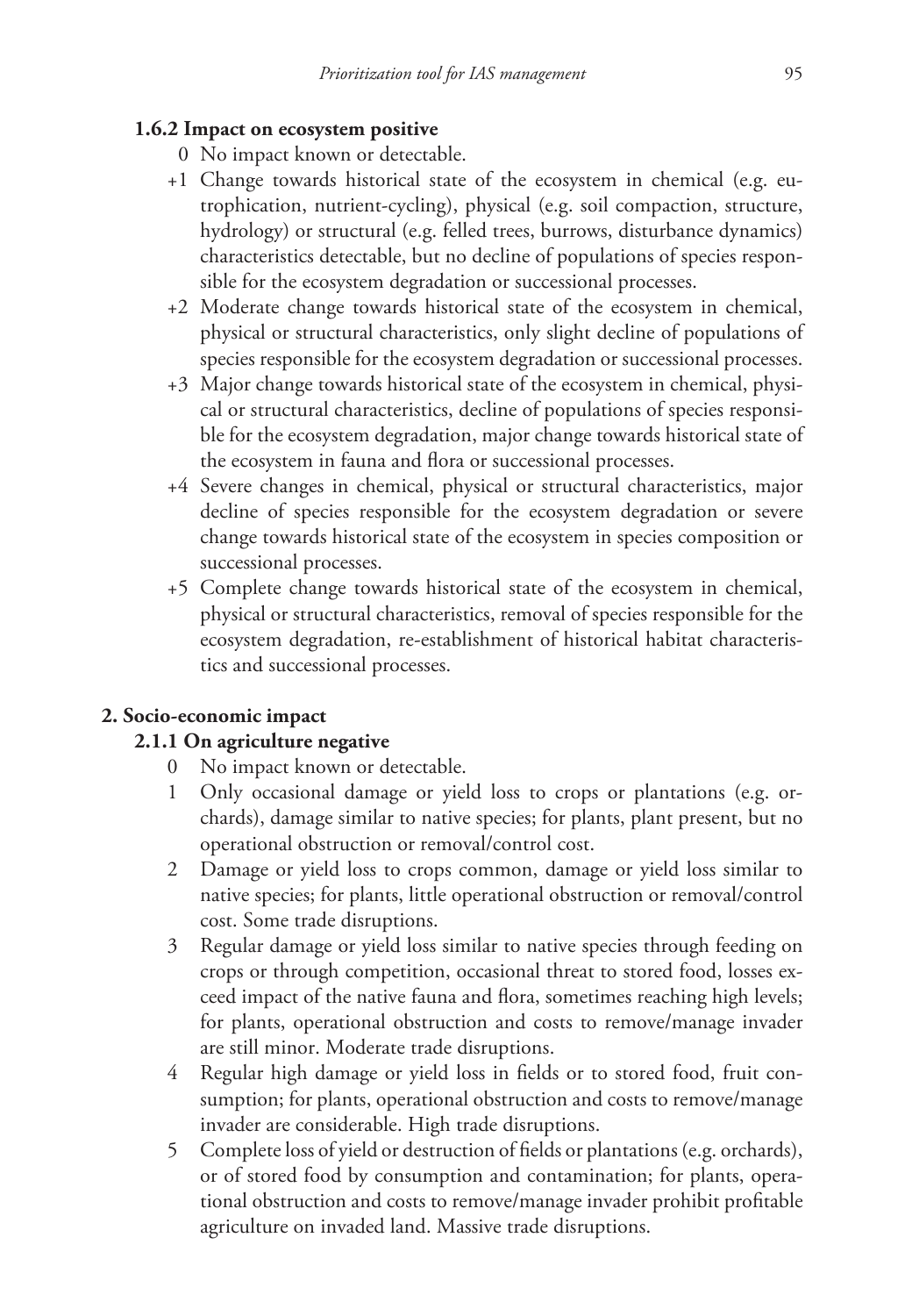#### 1.6.2 Impact on ecosystem positive

- 0 No impact known or detectable.
- +1 Change towards historical state of the ecosystem in chemical (e.g. eutrophication, nutrient-cycling), physical (e.g. soil compaction, structure, hydrology) or structural (e.g. felled trees, burrows, disturbance dynamics) characteristics detectable, but no decline of populations of species responsible for the ecosystem degradation or successional processes.
- +2 Moderate change towards historical state of the ecosystem in chemical, physical or structural characteristics, only slight decline of populations of species responsible for the ecosystem degradation or successional processes.
- +3 Major change towards historical state of the ecosystem in chemical, physical or structural characteristics, decline of populations of species responsible for the ecosystem degradation, major change towards historical state of the ecosystem in fauna and flora or successional processes.
- +4 Severe changes in chemical, physical or structural characteristics, major decline of species responsible for the ecosystem degradation or severe change towards historical state of the ecosystem in species composition or successional processes.
- +5 Complete change towards historical state of the ecosystem in chemical, physical or structural characteristics, removal of species responsible for the ecosystem degradation, re-establishment of historical habitat characteristics and successional processes.

## 2. Socio-economic impact

#### 2.1.1 On agriculture negative

- 0 No impact known or detectable.
- 1 Only occasional damage or yield loss to crops or plantations (e.g. orchards), damage similar to native species; for plants, plant present, but no operational obstruction or removal/control cost.
- 2 Damage or yield loss to crops common, damage or yield loss similar to native species; for plants, little operational obstruction or removal/control cost. Some trade disruptions.
- 3 Regular damage or yield loss similar to native species through feeding on crops or through competition, occasional threat to stored food, losses exceed impact of the native fauna and flora, sometimes reaching high levels; for plants, operational obstruction and costs to remove/manage invader are still minor. Moderate trade disruptions.
- 4 Regular high damage or yield loss in fields or to stored food, fruit consumption; for plants, operational obstruction and costs to remove/manage invader are considerable. High trade disruptions.
- 5 Complete loss of yield or destruction of fields or plantations (e.g. orchards), or of stored food by consumption and contamination; for plants, operational obstruction and costs to remove/manage invader prohibit profitable agriculture on invaded land. Massive trade disruptions.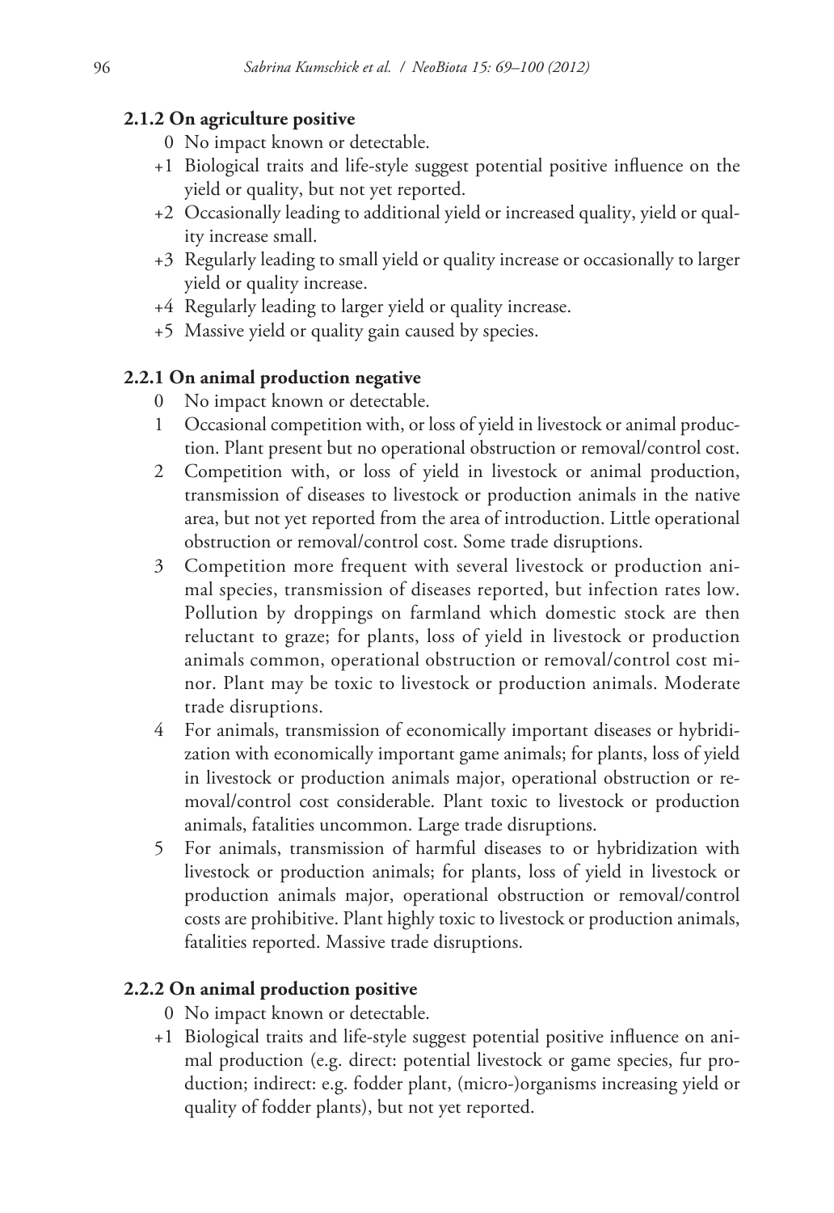#### 2.1.2 On agriculture positive

- 0 No impact known or detectable.
- +1 Biological traits and life-style suggest potential positive influence on the yield or quality, but not yet reported.
- +2 Occasionally leading to additional yield or increased quality, yield or quality increase small.
- +3 Regularly leading to small yield or quality increase or occasionally to larger yield or quality increase.
- +4 Regularly leading to larger yield or quality increase.
- +5 Massive yield or quality gain caused by species.

#### 2.2.1 On animal production negative

- 0 No impact known or detectable.
- 1 Occasional competition with, or loss of yield in livestock or animal production. Plant present but no operational obstruction or removal/control cost.
- 2 Competition with, or loss of yield in livestock or animal production, transmission of diseases to livestock or production animals in the native area, but not yet reported from the area of introduction. Little operational obstruction or removal/control cost. Some trade disruptions.
- 3 Competition more frequent with several livestock or production animal species, transmission of diseases reported, but infection rates low. Pollution by droppings on farmland which domestic stock are then reluctant to graze; for plants, loss of yield in livestock or production animals common, operational obstruction or removal/control cost minor. Plant may be toxic to livestock or production animals. Moderate trade disruptions.
- 4 For animals, transmission of economically important diseases or hybridization with economically important game animals; for plants, loss of yield in livestock or production animals major, operational obstruction or removal/control cost considerable. Plant toxic to livestock or production animals, fatalities uncommon. Large trade disruptions.
- 5 For animals, transmission of harmful diseases to or hybridization with livestock or production animals; for plants, loss of yield in livestock or production animals major, operational obstruction or removal/control costs are prohibitive. Plant highly toxic to livestock or production animals, fatalities reported. Massive trade disruptions.

#### 2.2.2 On animal production positive

- 0 No impact known or detectable.
- +1 Biological traits and life-style suggest potential positive influence on animal production (e.g. direct: potential livestock or game species, fur production; indirect: e.g. fodder plant, (micro-)organisms increasing yield or quality of fodder plants), but not yet reported.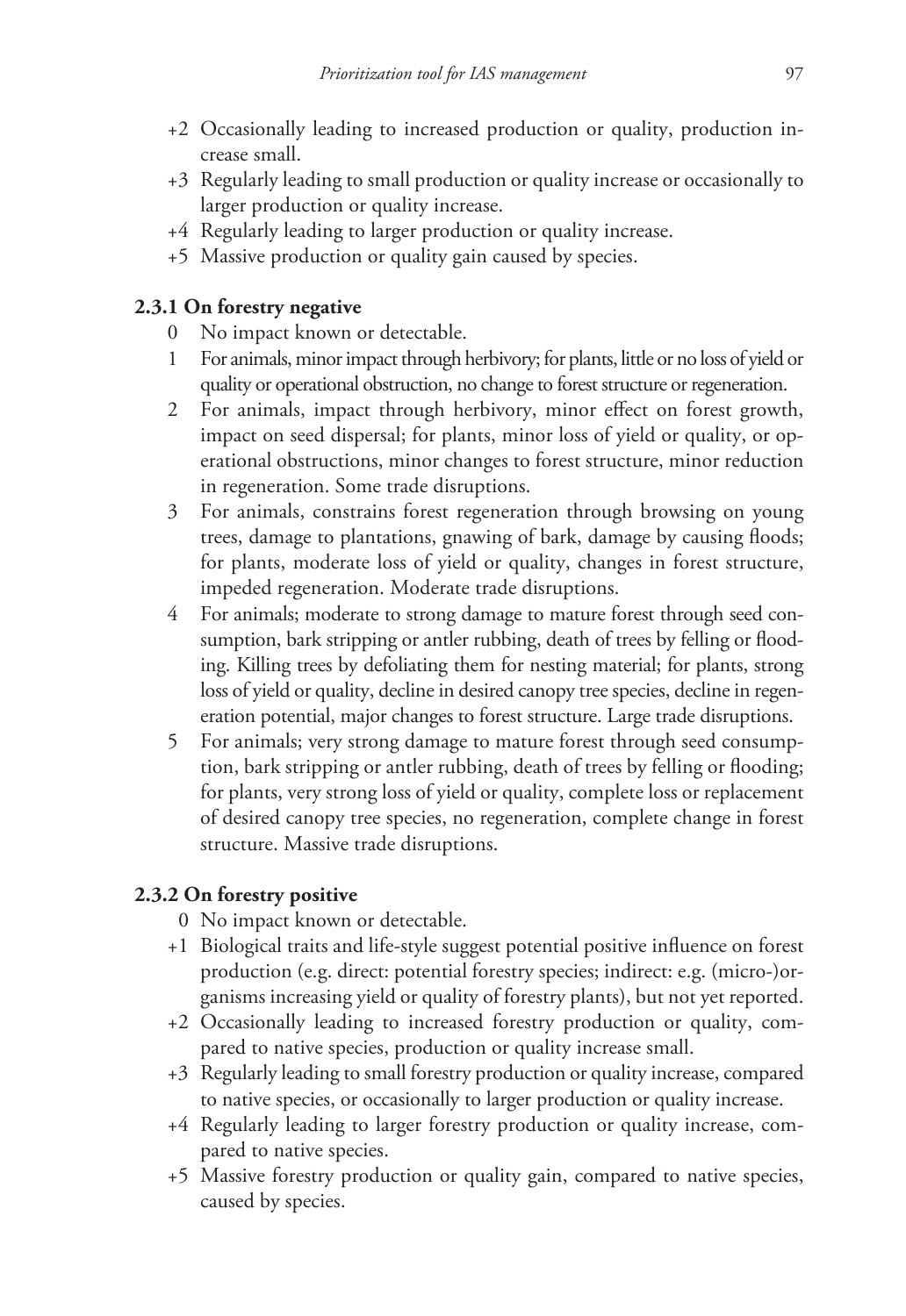+2 Occasionally leading to increased production or quality, production increase small.

+3 Regularly leading to small production or quality increase or occasionally to larger production or quality increase.

+4 Regularly leading to larger production or quality increase.

+5 Massive production or quality gain caused by species.

**2.3.1 On forestry negative**

0 No impact known or detectable.

1 For animals, minor impact through herbivory; for plants, little or no loss of yield or quality or operational obstruction, no change to forest structure or regeneration.

2 For animals, impact through herbivory, minor effect on forest growth, impact on seed dispersal; for plants, minor loss of yield or quality, or operational obstructions, minor changes to forest structure, minor reduction in regeneration. Some trade disruptions.

3 For animals, constrains forest regeneration through browsing on young trees, damage to plantations, gnawing of bark, damage by causing floods; for plants, moderate loss of yield or quality, changes in forest structure, impeded regeneration. Moderate trade disruptions.

4 For animals; moderate to strong damage to mature forest through seed consumption, bark stripping or antler rubbing, death of trees by felling or flooding. Killing trees by defoliating them for nesting material; for plants, strong loss of yield or quality, decline in desired canopy tree species, decline in regeneration potential, major changes to forest structure. Large trade disruptions.

5 For animals; very strong damage to mature forest through seed consumption, bark stripping or antler rubbing, death of trees by felling or flooding; for plants, very strong loss of yield or quality, complete loss or replacement of desired canopy tree species, no regeneration, complete change in forest structure. Massive trade disruptions.

**2.3.2 On forestry positive**

0 No impact known or detectable.

+1 Biological traits and life-style suggest potential positive influence on forest production (e.g. direct: potential forestry species; indirect: e.g. (micro-)organisms increasing yield or quality of forestry plants), but not yet reported.

+2 Occasionally leading to increased forestry production or quality, compared to native species, production or quality increase small.

+3 Regularly leading to small forestry production or quality increase, compared to native species, or occasionally to larger production or quality increase.

+4 Regularly leading to larger forestry production or quality increase, compared to native species.

+5 Massive forestry production or quality gain, compared to native species, caused by species.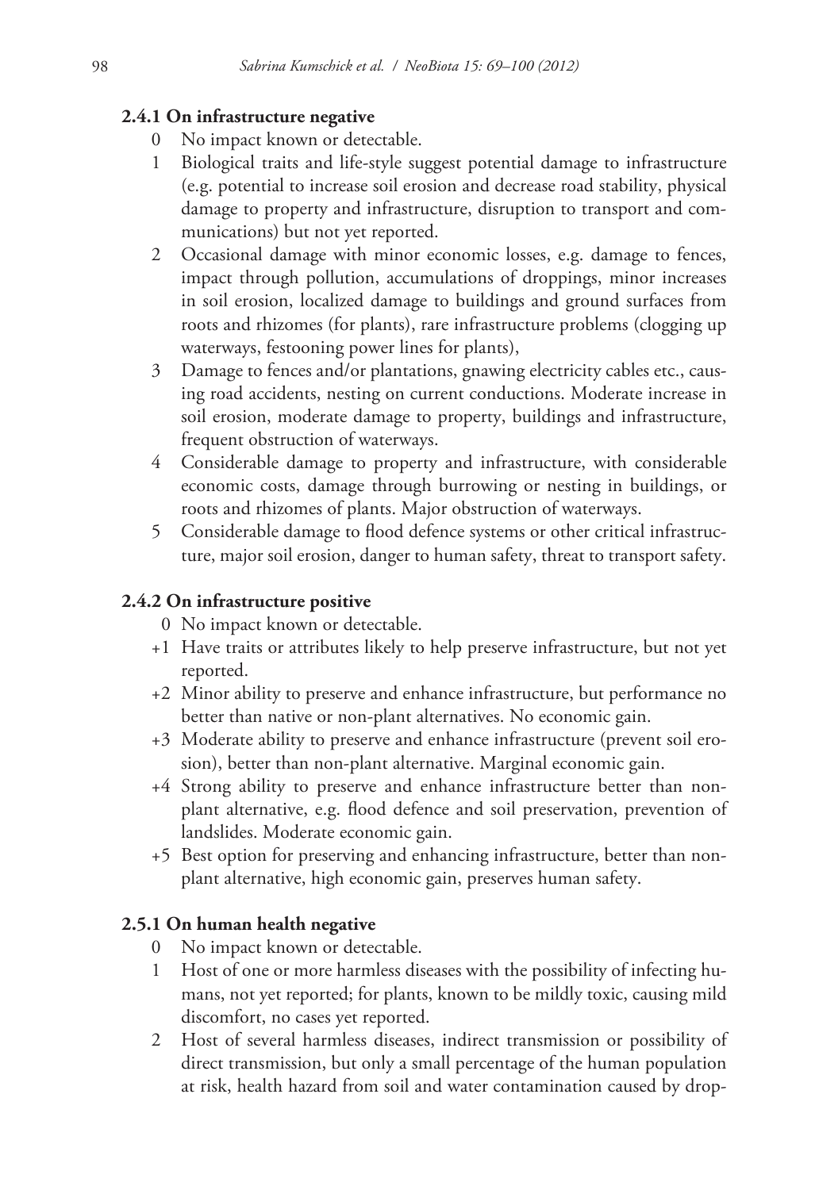### 2.4.1 On infrastructure negative

0 No impact known or detectable.

1 Biological traits and life-style suggest potential damage to infrastructure (e.g. potential to increase soil erosion and decrease road stability, physical damage to property and infrastructure, disruption to transport and communications) but not yet reported.

2 Occasional damage with minor economic losses, e.g. damage to fences, impact through pollution, accumulations of droppings, minor increases in soil erosion, localized damage to buildings and ground surfaces from roots and rhizomes (for plants), rare infrastructure problems (clogging up waterways, festooning power lines for plants),

3 Damage to fences and/or plantations, gnawing electricity cables etc., causing road accidents, nesting on current conductions. Moderate increase in soil erosion, moderate damage to property, buildings and infrastructure, frequent obstruction of waterways.

4 Considerable damage to property and infrastructure, with considerable economic costs, damage through burrowing or nesting in buildings, or roots and rhizomes of plants. Major obstruction of waterways.

5 Considerable damage to flood defence systems or other critical infrastructure, major soil erosion, danger to human safety, threat to transport safety.

### 2.4.2 On infrastructure positive

0 No impact known or detectable.

+1 Have traits or attributes likely to help preserve infrastructure, but not yet reported.

+2 Minor ability to preserve and enhance infrastructure, but performance no better than native or non-plant alternatives. No economic gain.

+3 Moderate ability to preserve and enhance infrastructure (prevent soil erosion), better than non-plant alternative. Marginal economic gain.

+4 Strong ability to preserve and enhance infrastructure better than non-plant alternative, e.g. flood defence and soil preservation, prevention of landslides. Moderate economic gain.

+5 Best option for preserving and enhancing infrastructure, better than non-plant alternative, high economic gain, preserves human safety.

### 2.5.1 On human health negative

0 No impact known or detectable.

1 Host of one or more harmless diseases with the possibility of infecting humans, not yet reported; for plants, known to be mildly toxic, causing mild discomfort, no cases yet reported.

2 Host of several harmless diseases, indirect transmission or possibility of direct transmission, but only a small percentage of the human population at risk, health hazard from soil and water contamination caused by drop-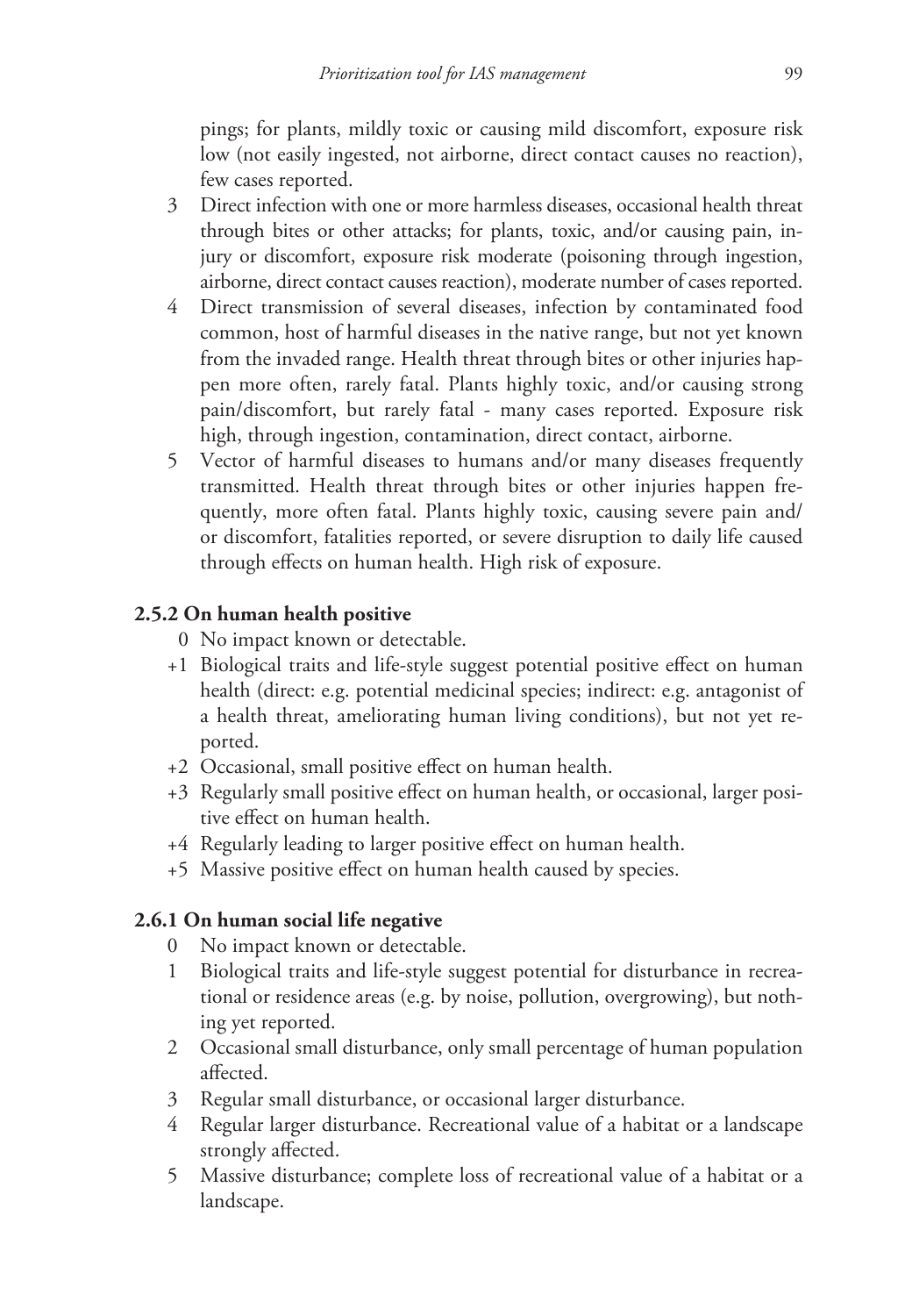pings; for plants, mildly toxic or causing mild discomfort, exposure risk low (not easily ingested, not airborne, direct contact causes no reaction), few cases reported.

3 Direct infection with one or more harmless diseases, occasional health threat through bites or other attacks; for plants, toxic, and/or causing pain, injury or discomfort, exposure risk moderate (poisoning through ingestion, airborne, direct contact causes reaction), moderate number of cases reported.

4 Direct transmission of several diseases, infection by contaminated food common, host of harmful diseases in the native range, but not yet known from the invaded range. Health threat through bites or other injuries happen more often, rarely fatal. Plants highly toxic, and/or causing strong pain/discomfort, but rarely fatal - many cases reported. Exposure risk high, through ingestion, contamination, direct contact, airborne.

5 Vector of harmful diseases to humans and/or many diseases frequently transmitted. Health threat through bites or other injuries happen frequently, more often fatal. Plants highly toxic, causing severe pain and/or discomfort, fatalities reported, or severe disruption to daily life caused through effects on human health. High risk of exposure.

### 2.5.2 On human health positive

0 No impact known or detectable.

+1 Biological traits and life-style suggest potential positive effect on human health (direct: e.g. potential medicinal species; indirect: e.g. antagonist of a health threat, ameliorating human living conditions), but not yet reported.

+2 Occasional, small positive effect on human health.

+3 Regularly small positive effect on human health, or occasional, larger positive effect on human health.

+4 Regularly leading to larger positive effect on human health.

+5 Massive positive effect on human health caused by species.

### 2.6.1 On human social life negative

0 No impact known or detectable.

1 Biological traits and life-style suggest potential for disturbance in recreational or residence areas (e.g. by noise, pollution, overgrowing), but nothing yet reported.

2 Occasional small disturbance, only small percentage of human population affected.

3 Regular small disturbance, or occasional larger disturbance.

4 Regular larger disturbance. Recreational value of a habitat or a landscape strongly affected.

5 Massive disturbance; complete loss of recreational value of a habitat or a landscape.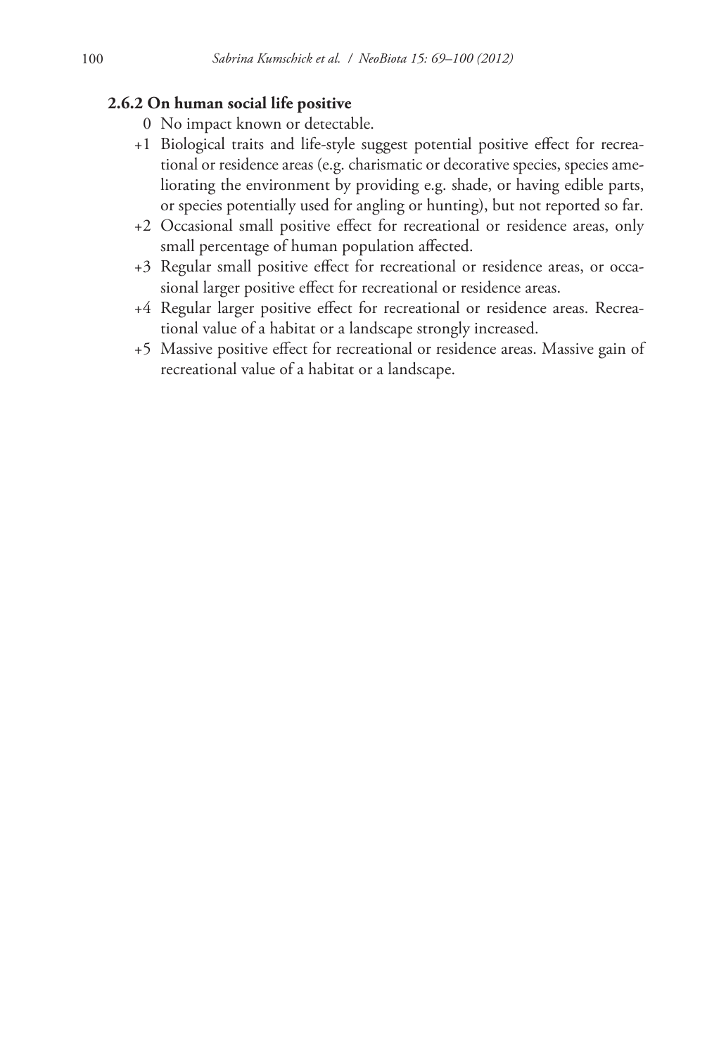### 2.6.2 On human social life positive

0 No impact known or detectable.

+1 Biological traits and life-style suggest potential positive effect for recreational or residence areas (e.g. charismatic or decorative species, species ameliorating the environment by providing e.g. shade, or having edible parts, or species potentially used for angling or hunting), but not reported so far.

+2 Occasional small positive effect for recreational or residence areas, only small percentage of human population affected.

+3 Regular small positive effect for recreational or residence areas, or occasional larger positive effect for recreational or residence areas.

+4 Regular larger positive effect for recreational or residence areas. Recreational value of a habitat or a landscape strongly increased.

+5 Massive positive effect for recreational or residence areas. Massive gain of recreational value of a habitat or a landscape.